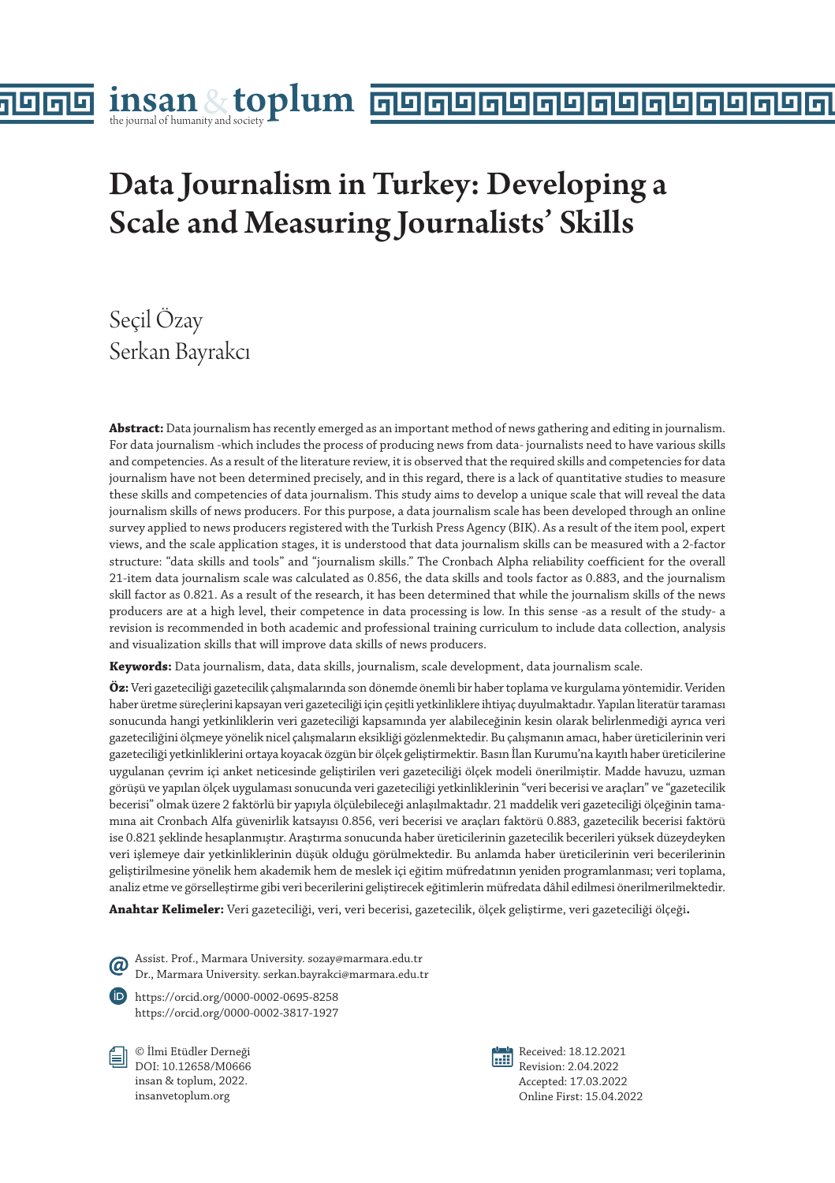# Data Journalism in Turkey: Developing a Scale and Measuring Journalists' Skills

Seçil Özay
Serkan Bayrakcı

**Abstract:** Data journalism has recently emerged as an important method of news gathering and editing in journalism. For data journalism -which includes the process of producing news from data- journalists need to have various skills and competencies. As a result of the literature review, it is observed that the required skills and competencies for data journalism have not been determined precisely, and in this regard, there is a lack of quantitative studies to measure these skills and competencies of data journalism. This study aims to develop a unique scale that will reveal the data journalism skills of news producers. For this purpose, a data journalism scale has been developed through an online survey applied to news producers registered with the Turkish Press Agency (BIK). As a result of the item pool, expert views, and the scale application stages, it is understood that data journalism skills can be measured with a 2-factor structure: "data skills and tools" and "journalism skills." The Cronbach Alpha reliability coefficient for the overall 21-item data journalism scale was calculated as 0.856, the data skills and tools factor as 0.883, and the journalism skill factor as 0.821. As a result of the research, it has been determined that while the journalism skills of the news producers are at a high level, their competence in data processing is low. In this sense -as a result of the study- a revision is recommended in both academic and professional training curriculum to include data collection, analysis and visualization skills that will improve data skills of news producers.

**Keywords:** Data journalism, data, data skills, journalism, scale development, data journalism scale.

**Öz:** Veri gazeteciliği gazetecilik çalışmalarında son dönemde önemli bir haber toplama ve kurgulama yöntemidir. Veriden haber üretme süreçlerini kapsayan veri gazeteciliği için çeşitli yetkinliklere ihtiyaç duyulmaktadır. Yapılan literatür taraması sonucunda hangi yetkinliklerin veri gazeteciliği kapsamında yer alabileceğinin kesin olarak belirlenmediği ayrıca veri gazeteciliğini ölçmeye yönelik nicel çalışmaların eksikliği gözlenmektedir. Bu çalışmanın amacı, haber üreticilerinin veri gazeteciliği yetkinliklerini ortaya koyacak özgün bir ölçek geliştirmektir. Basın İlan Kurumu'na kayıtlı haber üreticilerine uygulanan çevrim içi anket neticesinde geliştirilen veri gazeteciliği ölçek modeli önerilmiştir. Madde havuzu, uzman görüşü ve yapılan ölçek uygulaması sonucunda veri gazeteciliği yetkinliklerinin "veri becerisi ve araçları" ve "gazetecilik becerisi" olmak üzere 2 faktörlü bir yapıyla ölçülebileceği anlaşılmaktadır. 21 maddelik veri gazeteciliği ölçeğinin tamamına ait Cronbach Alfa güvenirlik katsayısı 0.856, veri becerisi ve araçları faktörü 0.883, gazetecilik becerisi faktörü ise 0.821 şeklinde hesaplanmıştır. Araştırma sonucunda haber üreticilerinin gazetecilik becerileri yüksek düzeydeyken veri işlemeye dair yetkinliklerinin düşük olduğu görülmektedir. Bu anlamda haber üreticilerinin veri becerilerinin geliştirilmesine yönelik hem akademik hem de meslek içi eğitim müfredatının yeniden programlanması; veri toplama, analiz etme ve görselleştirme gibi veri becerilerini geliştirecek eğitimlerin müfredata dâhil edilmesi önerilmerilmektedir.

**Anahtar Kelimeler:** Veri gazeteciliği, veri, veri becerisi, gazetecilik, ölçek geliştirme, veri gazeteciliği ölçeği**.**

Assist. Prof., Marmara University. sozay@marmara.edu.tr
Dr., Marmara University. serkan.bayrakci@marmara.edu.tr

https://orcid.org/0000-0002-0695-8258
https://orcid.org/0000-0002-3817-1927

© İlmi Etüdler Derneği
DOI: 10.12658/M0666
insan & toplum, 2022.
insanvetoplum.org

Received: 18.12.2021
Revision: 2.04.2022
Accepted: 17.03.2022
Online First: 15.04.2022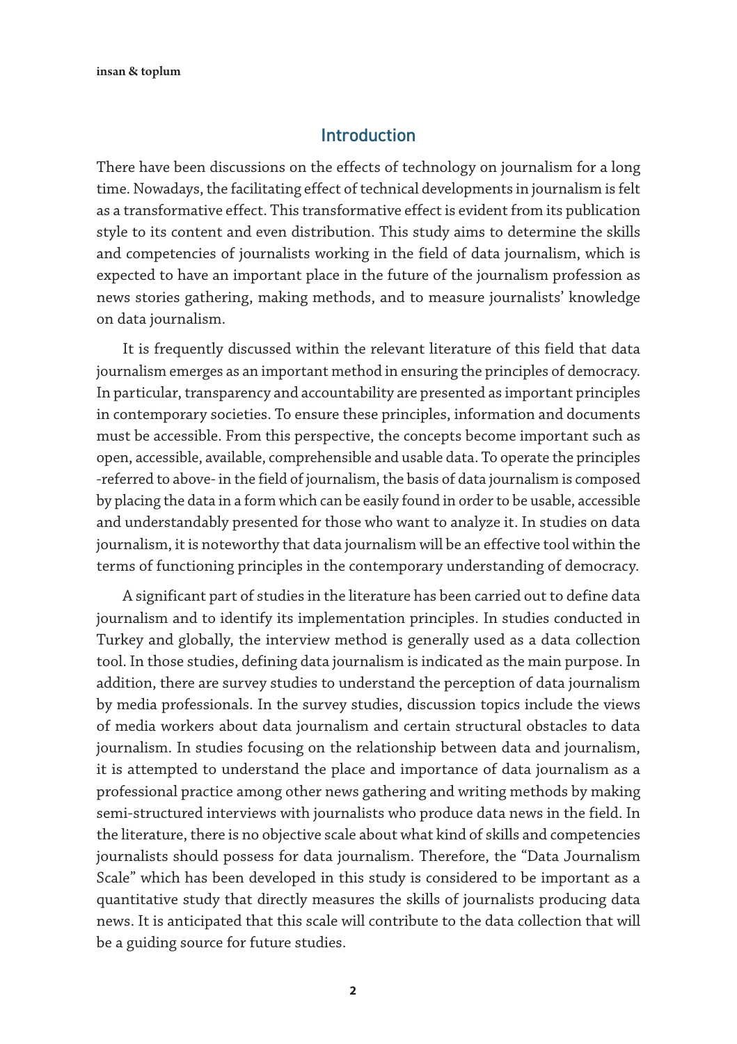## Introduction

There have been discussions on the effects of technology on journalism for a long time. Nowadays, the facilitating effect of technical developments in journalism is felt as a transformative effect. This transformative effect is evident from its publication style to its content and even distribution. This study aims to determine the skills and competencies of journalists working in the field of data journalism, which is expected to have an important place in the future of the journalism profession as news stories gathering, making methods, and to measure journalists' knowledge on data journalism.

It is frequently discussed within the relevant literature of this field that data journalism emerges as an important method in ensuring the principles of democracy. In particular, transparency and accountability are presented as important principles in contemporary societies. To ensure these principles, information and documents must be accessible. From this perspective, the concepts become important such as open, accessible, available, comprehensible and usable data. To operate the principles -referred to above- in the field of journalism, the basis of data journalism is composed by placing the data in a form which can be easily found in order to be usable, accessible and understandably presented for those who want to analyze it. In studies on data journalism, it is noteworthy that data journalism will be an effective tool within the terms of functioning principles in the contemporary understanding of democracy.

A significant part of studies in the literature has been carried out to define data journalism and to identify its implementation principles. In studies conducted in Turkey and globally, the interview method is generally used as a data collection tool. In those studies, defining data journalism is indicated as the main purpose. In addition, there are survey studies to understand the perception of data journalism by media professionals. In the survey studies, discussion topics include the views of media workers about data journalism and certain structural obstacles to data journalism. In studies focusing on the relationship between data and journalism, it is attempted to understand the place and importance of data journalism as a professional practice among other news gathering and writing methods by making semi-structured interviews with journalists who produce data news in the field. In the literature, there is no objective scale about what kind of skills and competencies journalists should possess for data journalism. Therefore, the "Data Journalism Scale" which has been developed in this study is considered to be important as a quantitative study that directly measures the skills of journalists producing data news. It is anticipated that this scale will contribute to the data collection that will be a guiding source for future studies.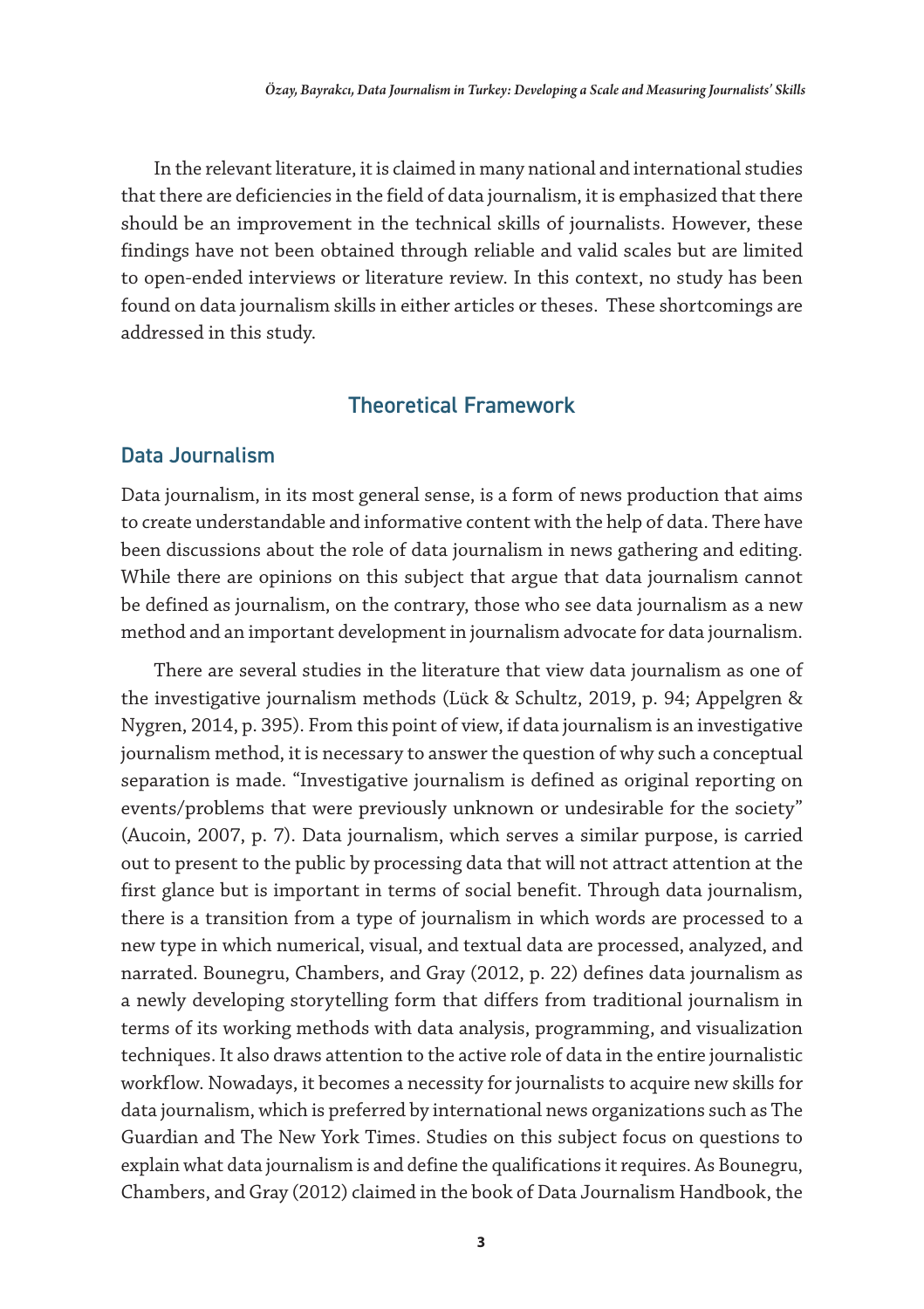In the relevant literature, it is claimed in many national and international studies that there are deficiencies in the field of data journalism, it is emphasized that there should be an improvement in the technical skills of journalists. However, these findings have not been obtained through reliable and valid scales but are limited to open-ended interviews or literature review. In this context, no study has been found on data journalism skills in either articles or theses. These shortcomings are addressed in this study.

## Theoretical Framework

### Data Journalism

Data journalism, in its most general sense, is a form of news production that aims to create understandable and informative content with the help of data. There have been discussions about the role of data journalism in news gathering and editing. While there are opinions on this subject that argue that data journalism cannot be defined as journalism, on the contrary, those who see data journalism as a new method and an important development in journalism advocate for data journalism.

There are several studies in the literature that view data journalism as one of the investigative journalism methods (Lück & Schultz, 2019, p. 94; Appelgren & Nygren, 2014, p. 395). From this point of view, if data journalism is an investigative journalism method, it is necessary to answer the question of why such a conceptual separation is made. "Investigative journalism is defined as original reporting on events/problems that were previously unknown or undesirable for the society" (Aucoin, 2007, p. 7). Data journalism, which serves a similar purpose, is carried out to present to the public by processing data that will not attract attention at the first glance but is important in terms of social benefit. Through data journalism, there is a transition from a type of journalism in which words are processed to a new type in which numerical, visual, and textual data are processed, analyzed, and narrated. Bounegru, Chambers, and Gray (2012, p. 22) defines data journalism as a newly developing storytelling form that differs from traditional journalism in terms of its working methods with data analysis, programming, and visualization techniques. It also draws attention to the active role of data in the entire journalistic workflow. Nowadays, it becomes a necessity for journalists to acquire new skills for data journalism, which is preferred by international news organizations such as The Guardian and The New York Times. Studies on this subject focus on questions to explain what data journalism is and define the qualifications it requires. As Bounegru, Chambers, and Gray (2012) claimed in the book of Data Journalism Handbook, the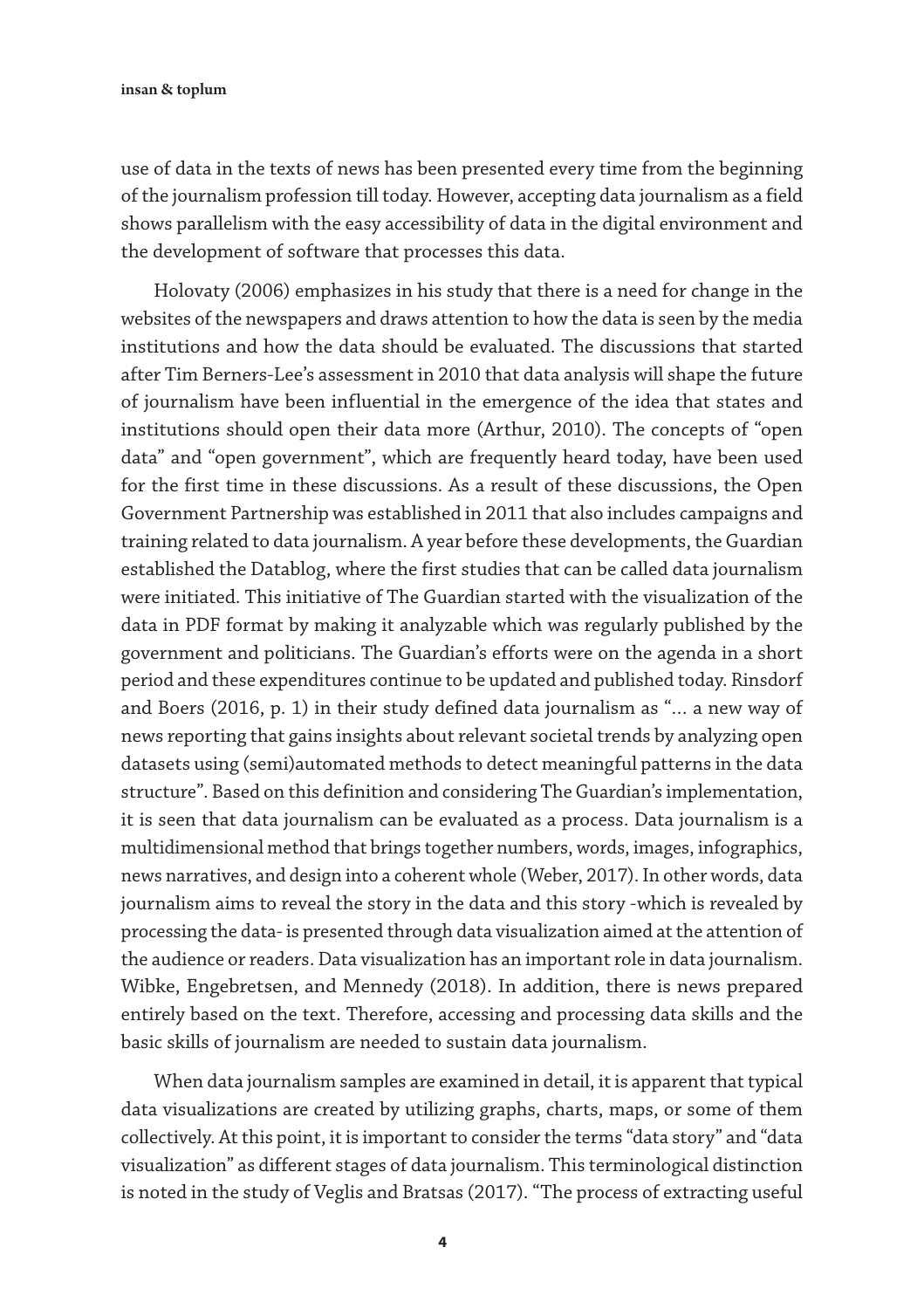use of data in the texts of news has been presented every time from the beginning of the journalism profession till today. However, accepting data journalism as a field shows parallelism with the easy accessibility of data in the digital environment and the development of software that processes this data.

Holovaty (2006) emphasizes in his study that there is a need for change in the websites of the newspapers and draws attention to how the data is seen by the media institutions and how the data should be evaluated. The discussions that started after Tim Berners-Lee's assessment in 2010 that data analysis will shape the future of journalism have been influential in the emergence of the idea that states and institutions should open their data more (Arthur, 2010). The concepts of "open data" and "open government", which are frequently heard today, have been used for the first time in these discussions. As a result of these discussions, the Open Government Partnership was established in 2011 that also includes campaigns and training related to data journalism. A year before these developments, the Guardian established the Datablog, where the first studies that can be called data journalism were initiated. This initiative of The Guardian started with the visualization of the data in PDF format by making it analyzable which was regularly published by the government and politicians. The Guardian's efforts were on the agenda in a short period and these expenditures continue to be updated and published today. Rinsdorf and Boers (2016, p. 1) in their study defined data journalism as "... a new way of news reporting that gains insights about relevant societal trends by analyzing open datasets using (semi)automated methods to detect meaningful patterns in the data structure". Based on this definition and considering The Guardian's implementation, it is seen that data journalism can be evaluated as a process. Data journalism is a multidimensional method that brings together numbers, words, images, infographics, news narratives, and design into a coherent whole (Weber, 2017). In other words, data journalism aims to reveal the story in the data and this story -which is revealed by processing the data- is presented through data visualization aimed at the attention of the audience or readers. Data visualization has an important role in data journalism. Wibke, Engebretsen, and Mennedy (2018). In addition, there is news prepared entirely based on the text. Therefore, accessing and processing data skills and the basic skills of journalism are needed to sustain data journalism.

When data journalism samples are examined in detail, it is apparent that typical data visualizations are created by utilizing graphs, charts, maps, or some of them collectively. At this point, it is important to consider the terms "data story" and "data visualization" as different stages of data journalism. This terminological distinction is noted in the study of Veglis and Bratsas (2017). "The process of extracting useful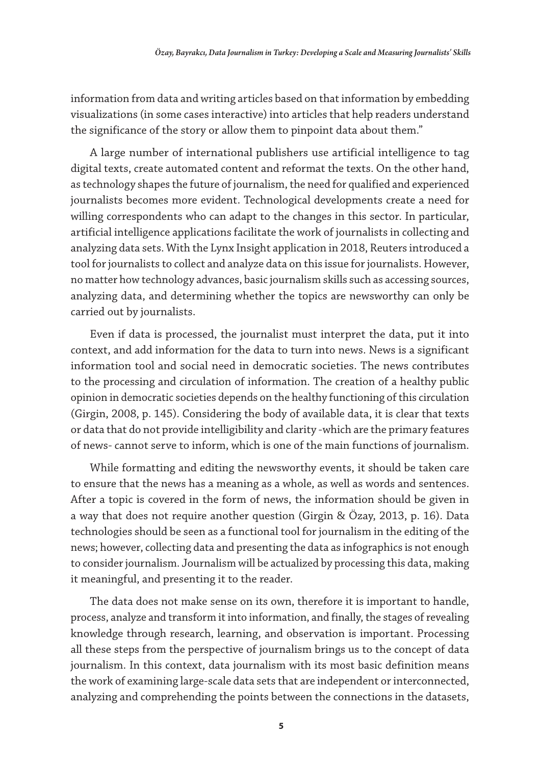information from data and writing articles based on that information by embedding visualizations (in some cases interactive) into articles that help readers understand the significance of the story or allow them to pinpoint data about them."

A large number of international publishers use artificial intelligence to tag digital texts, create automated content and reformat the texts. On the other hand, as technology shapes the future of journalism, the need for qualified and experienced journalists becomes more evident. Technological developments create a need for willing correspondents who can adapt to the changes in this sector. In particular, artificial intelligence applications facilitate the work of journalists in collecting and analyzing data sets. With the Lynx Insight application in 2018, Reuters introduced a tool for journalists to collect and analyze data on this issue for journalists. However, no matter how technology advances, basic journalism skills such as accessing sources, analyzing data, and determining whether the topics are newsworthy can only be carried out by journalists.

Even if data is processed, the journalist must interpret the data, put it into context, and add information for the data to turn into news. News is a significant information tool and social need in democratic societies. The news contributes to the processing and circulation of information. The creation of a healthy public opinion in democratic societies depends on the healthy functioning of this circulation (Girgin, 2008, p. 145). Considering the body of available data, it is clear that texts or data that do not provide intelligibility and clarity -which are the primary features of news- cannot serve to inform, which is one of the main functions of journalism.

While formatting and editing the newsworthy events, it should be taken care to ensure that the news has a meaning as a whole, as well as words and sentences. After a topic is covered in the form of news, the information should be given in a way that does not require another question (Girgin & Özay, 2013, p. 16). Data technologies should be seen as a functional tool for journalism in the editing of the news; however, collecting data and presenting the data as infographics is not enough to consider journalism. Journalism will be actualized by processing this data, making it meaningful, and presenting it to the reader.

The data does not make sense on its own, therefore it is important to handle, process, analyze and transform it into information, and finally, the stages of revealing knowledge through research, learning, and observation is important. Processing all these steps from the perspective of journalism brings us to the concept of data journalism. In this context, data journalism with its most basic definition means the work of examining large-scale data sets that are independent or interconnected, analyzing and comprehending the points between the connections in the datasets,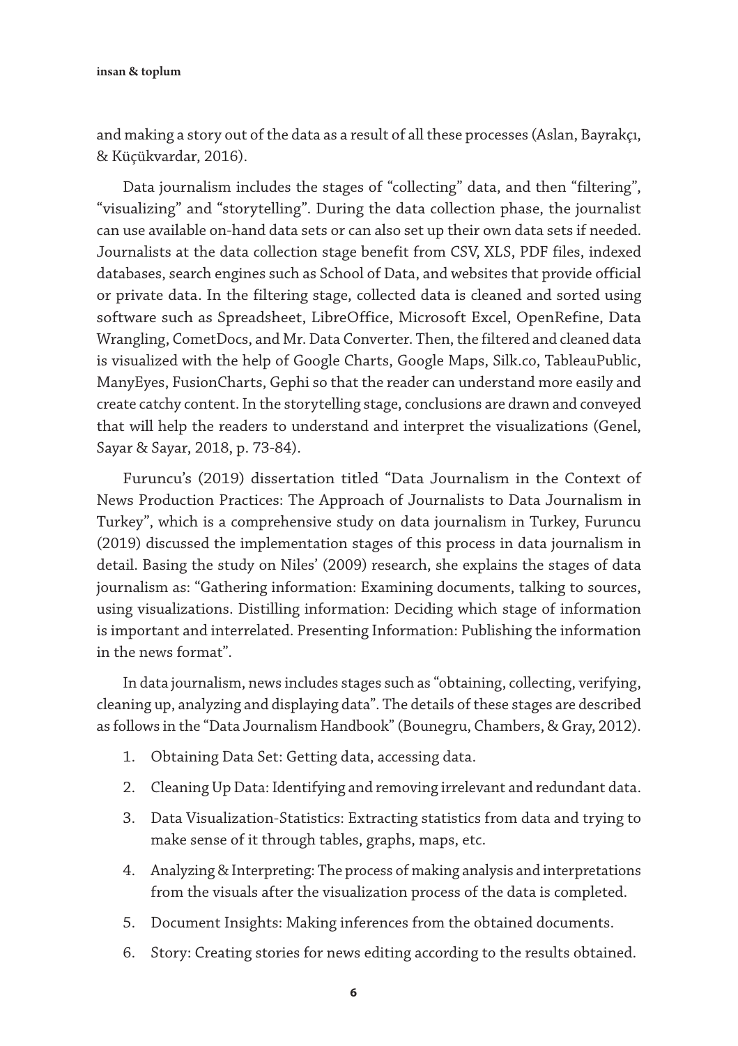and making a story out of the data as a result of all these processes (Aslan, Bayrakçı, & Küçükvardar, 2016).

Data journalism includes the stages of "collecting" data, and then "filtering", "visualizing" and "storytelling". During the data collection phase, the journalist can use available on-hand data sets or can also set up their own data sets if needed. Journalists at the data collection stage benefit from CSV, XLS, PDF files, indexed databases, search engines such as School of Data, and websites that provide official or private data. In the filtering stage, collected data is cleaned and sorted using software such as Spreadsheet, LibreOffice, Microsoft Excel, OpenRefine, Data Wrangling, CometDocs, and Mr. Data Converter. Then, the filtered and cleaned data is visualized with the help of Google Charts, Google Maps, Silk.co, TableauPublic, ManyEyes, FusionCharts, Gephi so that the reader can understand more easily and create catchy content. In the storytelling stage, conclusions are drawn and conveyed that will help the readers to understand and interpret the visualizations (Genel, Sayar & Sayar, 2018, p. 73-84).

Furuncu's (2019) dissertation titled "Data Journalism in the Context of News Production Practices: The Approach of Journalists to Data Journalism in Turkey", which is a comprehensive study on data journalism in Turkey, Furuncu (2019) discussed the implementation stages of this process in data journalism in detail. Basing the study on Niles' (2009) research, she explains the stages of data journalism as: "Gathering information: Examining documents, talking to sources, using visualizations. Distilling information: Deciding which stage of information is important and interrelated. Presenting Information: Publishing the information in the news format".

In data journalism, news includes stages such as "obtaining, collecting, verifying, cleaning up, analyzing and displaying data". The details of these stages are described as follows in the "Data Journalism Handbook" (Bounegru, Chambers, & Gray, 2012).

1. Obtaining Data Set: Getting data, accessing data.
2. Cleaning Up Data: Identifying and removing irrelevant and redundant data.
3. Data Visualization-Statistics: Extracting statistics from data and trying to make sense of it through tables, graphs, maps, etc.
4. Analyzing & Interpreting: The process of making analysis and interpretations from the visuals after the visualization process of the data is completed.
5. Document Insights: Making inferences from the obtained documents.
6. Story: Creating stories for news editing according to the results obtained.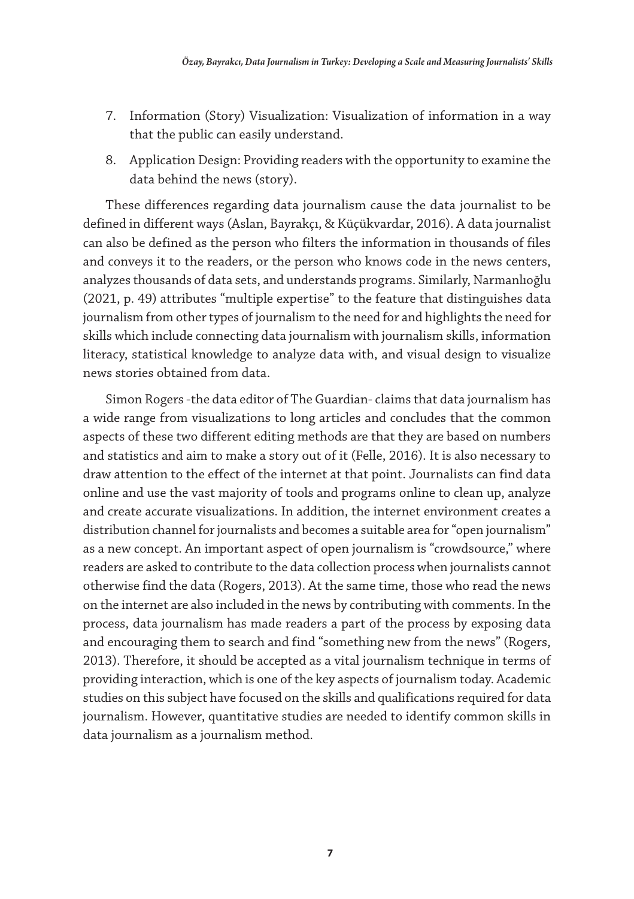7. Information (Story) Visualization: Visualization of information in a way that the public can easily understand.
8. Application Design: Providing readers with the opportunity to examine the data behind the news (story).

These differences regarding data journalism cause the data journalist to be defined in different ways (Aslan, Bayrakçı, & Küçükvardar, 2016). A data journalist can also be defined as the person who filters the information in thousands of files and conveys it to the readers, or the person who knows code in the news centers, analyzes thousands of data sets, and understands programs. Similarly, Narmanlıoğlu (2021, p. 49) attributes "multiple expertise" to the feature that distinguishes data journalism from other types of journalism to the need for and highlights the need for skills which include connecting data journalism with journalism skills, information literacy, statistical knowledge to analyze data with, and visual design to visualize news stories obtained from data.

Simon Rogers -the data editor of The Guardian- claims that data journalism has a wide range from visualizations to long articles and concludes that the common aspects of these two different editing methods are that they are based on numbers and statistics and aim to make a story out of it (Felle, 2016). It is also necessary to draw attention to the effect of the internet at that point. Journalists can find data online and use the vast majority of tools and programs online to clean up, analyze and create accurate visualizations. In addition, the internet environment creates a distribution channel for journalists and becomes a suitable area for "open journalism" as a new concept. An important aspect of open journalism is "crowdsource," where readers are asked to contribute to the data collection process when journalists cannot otherwise find the data (Rogers, 2013). At the same time, those who read the news on the internet are also included in the news by contributing with comments. In the process, data journalism has made readers a part of the process by exposing data and encouraging them to search and find "something new from the news" (Rogers, 2013). Therefore, it should be accepted as a vital journalism technique in terms of providing interaction, which is one of the key aspects of journalism today. Academic studies on this subject have focused on the skills and qualifications required for data journalism. However, quantitative studies are needed to identify common skills in data journalism as a journalism method.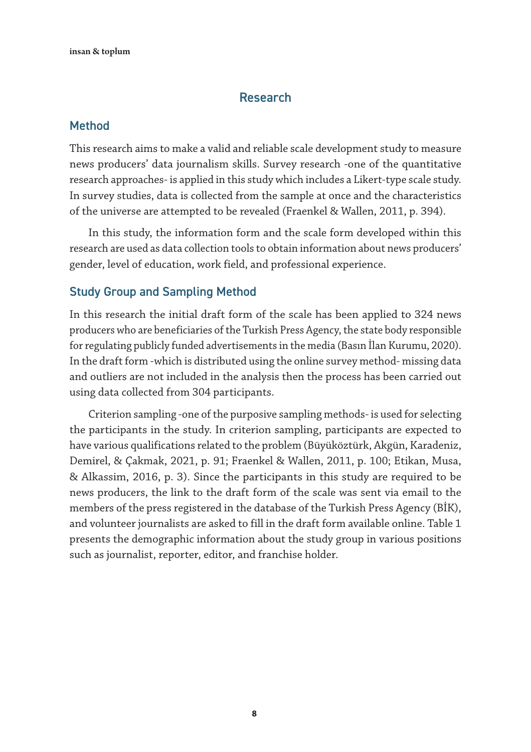## Research

### Method

This research aims to make a valid and reliable scale development study to measure news producers' data journalism skills. Survey research -one of the quantitative research approaches- is applied in this study which includes a Likert-type scale study. In survey studies, data is collected from the sample at once and the characteristics of the universe are attempted to be revealed (Fraenkel & Wallen, 2011, p. 394).

In this study, the information form and the scale form developed within this research are used as data collection tools to obtain information about news producers' gender, level of education, work field, and professional experience.

### Study Group and Sampling Method

In this research the initial draft form of the scale has been applied to 324 news producers who are beneficiaries of the Turkish Press Agency, the state body responsible for regulating publicly funded advertisements in the media (Basın İlan Kurumu, 2020). In the draft form -which is distributed using the online survey method- missing data and outliers are not included in the analysis then the process has been carried out using data collected from 304 participants.

Criterion sampling -one of the purposive sampling methods- is used for selecting the participants in the study. In criterion sampling, participants are expected to have various qualifications related to the problem (Büyüköztürk, Akgün, Karadeniz, Demirel, & Çakmak, 2021, p. 91; Fraenkel & Wallen, 2011, p. 100; Etikan, Musa, & Alkassim, 2016, p. 3). Since the participants in this study are required to be news producers, the link to the draft form of the scale was sent via email to the members of the press registered in the database of the Turkish Press Agency (BİK), and volunteer journalists are asked to fill in the draft form available online. Table 1 presents the demographic information about the study group in various positions such as journalist, reporter, editor, and franchise holder.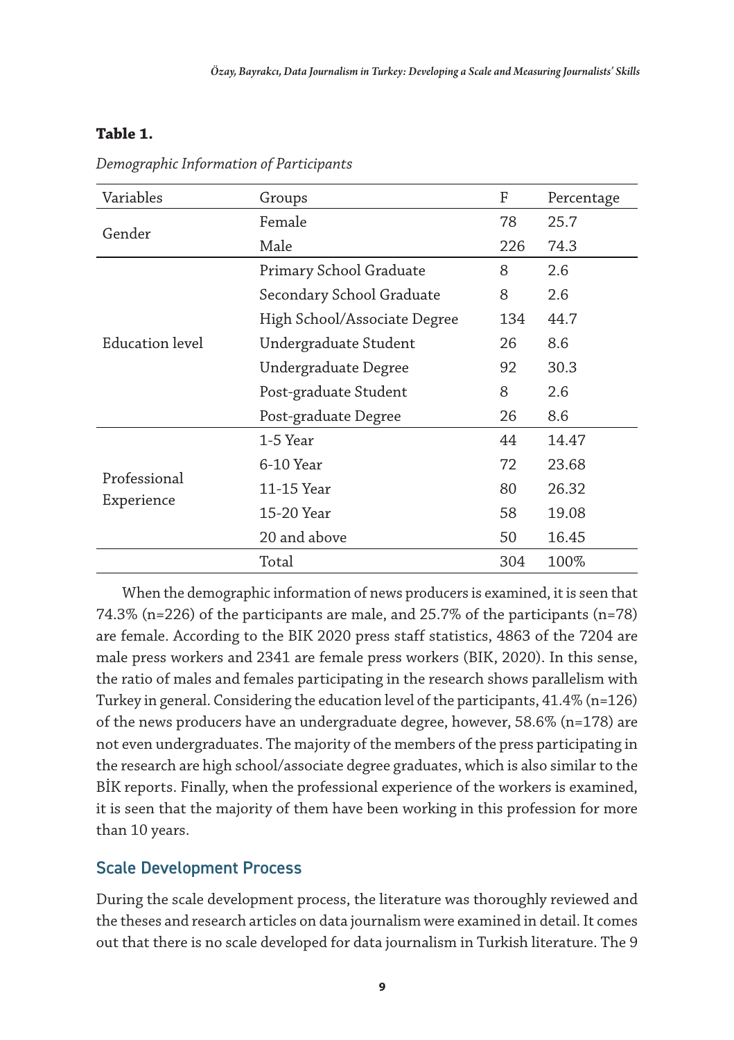**Table 1.**

*Demographic Information of Participants*

| Variables | Groups | F | Percentage |
|---|---|---|---|
| Gender | Female | 78 | 25.7 |
| | Male | 226 | 74.3 |
| Education level | Primary School Graduate | 8 | 2.6 |
| | Secondary School Graduate | 8 | 2.6 |
| | High School/Associate Degree | 134 | 44.7 |
| | Undergraduate Student | 26 | 8.6 |
| | Undergraduate Degree | 92 | 30.3 |
| | Post-graduate Student | 8 | 2.6 |
| | Post-graduate Degree | 26 | 8.6 |
| Professional Experience | 1-5 Year | 44 | 14.47 |
| | 6-10 Year | 72 | 23.68 |
| | 11-15 Year | 80 | 26.32 |
| | 15-20 Year | 58 | 19.08 |
| | 20 and above | 50 | 16.45 |
| | Total | 304 | 100% |

When the demographic information of news producers is examined, it is seen that 74.3% (n=226) of the participants are male, and 25.7% of the participants (n=78) are female. According to the BIK 2020 press staff statistics, 4863 of the 7204 are male press workers and 2341 are female press workers (BIK, 2020). In this sense, the ratio of males and females participating in the research shows parallelism with Turkey in general. Considering the education level of the participants, 41.4% (n=126) of the news producers have an undergraduate degree, however, 58.6% (n=178) are not even undergraduates. The majority of the members of the press participating in the research are high school/associate degree graduates, which is also similar to the BİK reports. Finally, when the professional experience of the workers is examined, it is seen that the majority of them have been working in this profession for more than 10 years.

## Scale Development Process

During the scale development process, the literature was thoroughly reviewed and the theses and research articles on data journalism were examined in detail. It comes out that there is no scale developed for data journalism in Turkish literature. The 9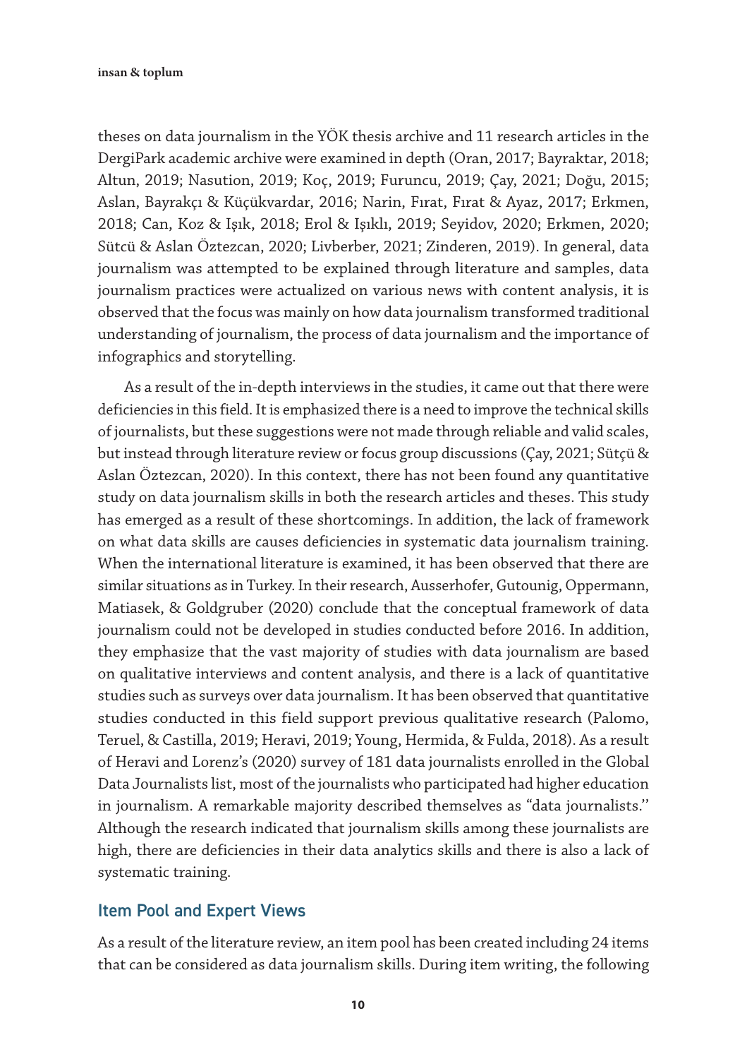theses on data journalism in the YÖK thesis archive and 11 research articles in the DergiPark academic archive were examined in depth (Oran, 2017; Bayraktar, 2018; Altun, 2019; Nasution, 2019; Koç, 2019; Furuncu, 2019; Çay, 2021; Doğu, 2015; Aslan, Bayrakçı & Küçükvardar, 2016; Narin, Fırat, Fırat & Ayaz, 2017; Erkmen, 2018; Can, Koz & Işık, 2018; Erol & Işıklı, 2019; Seyidov, 2020; Erkmen, 2020; Sütcü & Aslan Öztezcan, 2020; Livberber, 2021; Zinderen, 2019). In general, data journalism was attempted to be explained through literature and samples, data journalism practices were actualized on various news with content analysis, it is observed that the focus was mainly on how data journalism transformed traditional understanding of journalism, the process of data journalism and the importance of infographics and storytelling.

As a result of the in-depth interviews in the studies, it came out that there were deficiencies in this field. It is emphasized there is a need to improve the technical skills of journalists, but these suggestions were not made through reliable and valid scales, but instead through literature review or focus group discussions (Çay, 2021; Sütçü & Aslan Öztezcan, 2020). In this context, there has not been found any quantitative study on data journalism skills in both the research articles and theses. This study has emerged as a result of these shortcomings. In addition, the lack of framework on what data skills are causes deficiencies in systematic data journalism training. When the international literature is examined, it has been observed that there are similar situations as in Turkey. In their research, Ausserhofer, Gutounig, Oppermann, Matiasek, & Goldgruber (2020) conclude that the conceptual framework of data journalism could not be developed in studies conducted before 2016. In addition, they emphasize that the vast majority of studies with data journalism are based on qualitative interviews and content analysis, and there is a lack of quantitative studies such as surveys over data journalism. It has been observed that quantitative studies conducted in this field support previous qualitative research (Palomo, Teruel, & Castilla, 2019; Heravi, 2019; Young, Hermida, & Fulda, 2018). As a result of Heravi and Lorenz's (2020) survey of 181 data journalists enrolled in the Global Data Journalists list, most of the journalists who participated had higher education in journalism. A remarkable majority described themselves as "data journalists.'' Although the research indicated that journalism skills among these journalists are high, there are deficiencies in their data analytics skills and there is also a lack of systematic training.

## Item Pool and Expert Views

As a result of the literature review, an item pool has been created including 24 items that can be considered as data journalism skills. During item writing, the following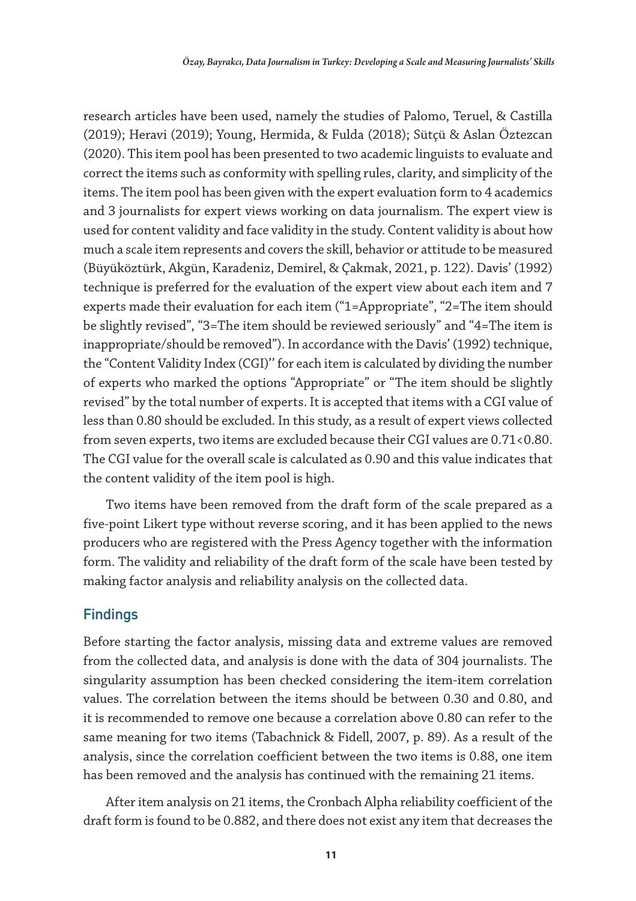research articles have been used, namely the studies of Palomo, Teruel, & Castilla (2019); Heravi (2019); Young, Hermida, & Fulda (2018); Sütçü & Aslan Öztezcan (2020). This item pool has been presented to two academic linguists to evaluate and correct the items such as conformity with spelling rules, clarity, and simplicity of the items. The item pool has been given with the expert evaluation form to 4 academics and 3 journalists for expert views working on data journalism. The expert view is used for content validity and face validity in the study. Content validity is about how much a scale item represents and covers the skill, behavior or attitude to be measured (Büyüköztürk, Akgün, Karadeniz, Demirel, & Çakmak, 2021, p. 122). Davis' (1992) technique is preferred for the evaluation of the expert view about each item and 7 experts made their evaluation for each item ("1=Appropriate", "2=The item should be slightly revised", "3=The item should be reviewed seriously" and "4=The item is inappropriate/should be removed"). In accordance with the Davis' (1992) technique, the "Content Validity Index (CGI)'' for each item is calculated by dividing the number of experts who marked the options "Appropriate" or "The item should be slightly revised" by the total number of experts. It is accepted that items with a CGI value of less than 0.80 should be excluded. In this study, as a result of expert views collected from seven experts, two items are excluded because their CGI values are 0.71<0.80. The CGI value for the overall scale is calculated as 0.90 and this value indicates that the content validity of the item pool is high.

Two items have been removed from the draft form of the scale prepared as a five-point Likert type without reverse scoring, and it has been applied to the news producers who are registered with the Press Agency together with the information form. The validity and reliability of the draft form of the scale have been tested by making factor analysis and reliability analysis on the collected data.

## Findings

Before starting the factor analysis, missing data and extreme values are removed from the collected data, and analysis is done with the data of 304 journalists. The singularity assumption has been checked considering the item-item correlation values. The correlation between the items should be between 0.30 and 0.80, and it is recommended to remove one because a correlation above 0.80 can refer to the same meaning for two items (Tabachnick & Fidell, 2007, p. 89). As a result of the analysis, since the correlation coefficient between the two items is 0.88, one item has been removed and the analysis has continued with the remaining 21 items.

After item analysis on 21 items, the Cronbach Alpha reliability coefficient of the draft form is found to be 0.882, and there does not exist any item that decreases the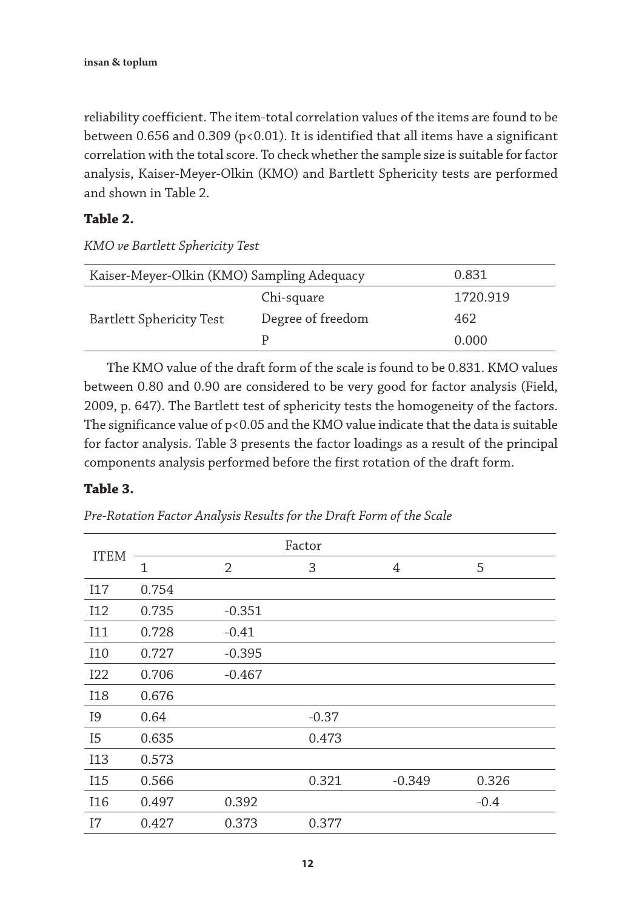reliability coefficient. The item-total correlation values of the items are found to be between 0.656 and 0.309 ($p<0.01$). It is identified that all items have a significant correlation with the total score. To check whether the sample size is suitable for factor analysis, Kaiser-Meyer-Olkin (KMO) and Bartlett Sphericity tests are performed and shown in Table 2.

**Table 2.**

*KMO ve Bartlett Sphericity Test*

| Kaiser-Meyer-Olkin (KMO) Sampling Adequacy | | 0.831 |
|---|---|---|
| Bartlett Sphericity Test | Chi-square | 1720.919 |
| | Degree of freedom | 462 |
| | P | 0.000 |

The KMO value of the draft form of the scale is found to be 0.831. KMO values between 0.80 and 0.90 are considered to be very good for factor analysis (Field, 2009, p. 647). The Bartlett test of sphericity tests the homogeneity of the factors. The significance value of $p<0.05$ and the KMO value indicate that the data is suitable for factor analysis. Table 3 presents the factor loadings as a result of the principal components analysis performed before the first rotation of the draft form.

**Table 3.**

*Pre-Rotation Factor Analysis Results for the Draft Form of the Scale*

| ITEM | Factor | | | | |
|---|---|---|---|---|---|
| | 1 | 2 | 3 | 4 | 5 |
| I17 | 0.754 | | | | |
| I12 | 0.735 | -0.351 | | | |
| I11 | 0.728 | -0.41 | | | |
| I10 | 0.727 | -0.395 | | | |
| I22 | 0.706 | -0.467 | | | |
| I18 | 0.676 | | | | |
| I9 | 0.64 | | -0.37 | | |
| I5 | 0.635 | | 0.473 | | |
| I13 | 0.573 | | | | |
| I15 | 0.566 | | 0.321 | -0.349 | 0.326 |
| I16 | 0.497 | 0.392 | | | -0.4 |
| I7 | 0.427 | 0.373 | 0.377 | | |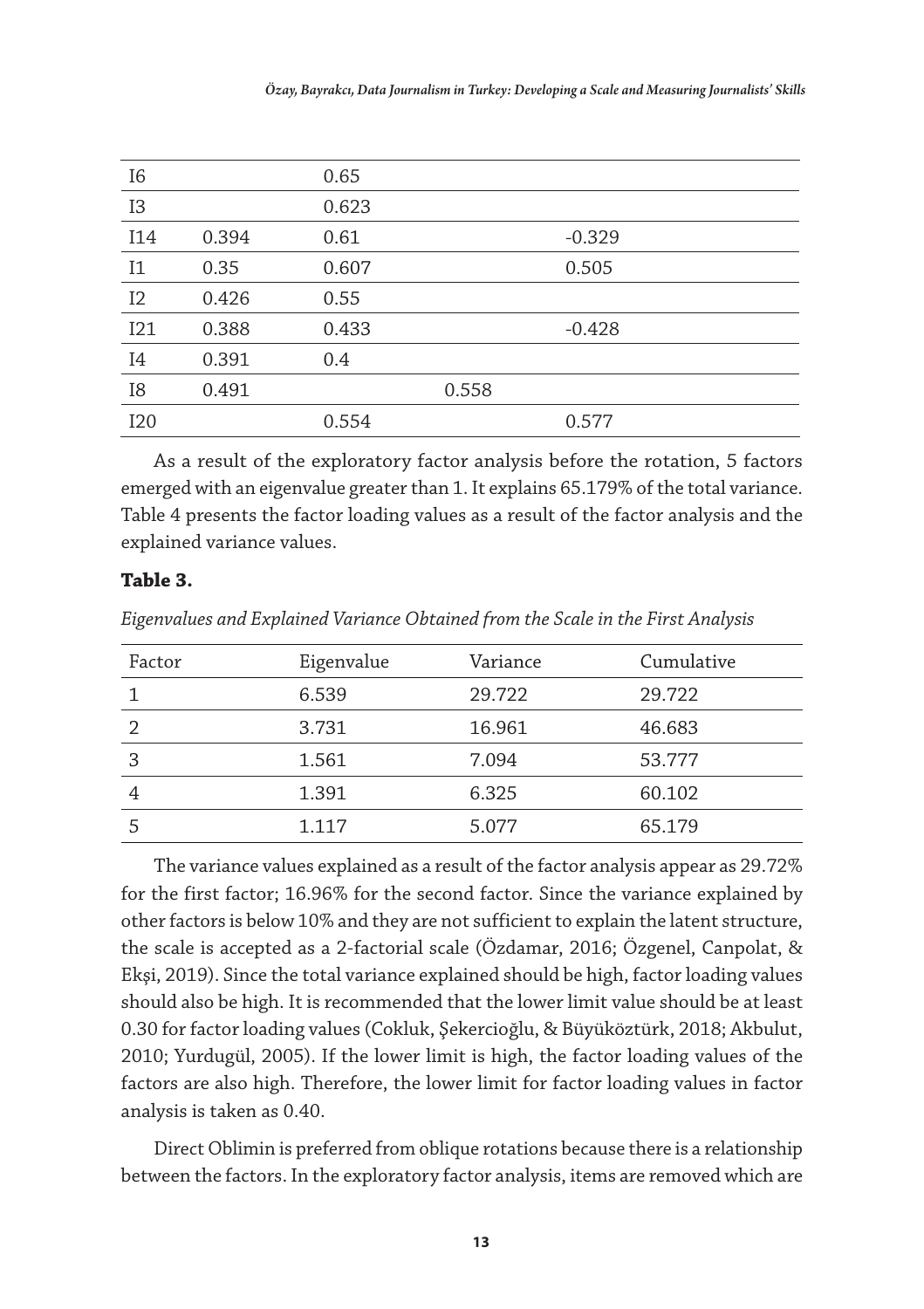| | | | | |
|---|---|---|---|---|
| I6 | | 0.65 | | |
| I3 | | 0.623 | | |
| I14 | 0.394 | 0.61 | | -0.329 |
| I1 | 0.35 | 0.607 | | 0.505 |
| I2 | 0.426 | 0.55 | | |
| I21 | 0.388 | 0.433 | | -0.428 |
| I4 | 0.391 | 0.4 | | |
| I8 | 0.491 | | 0.558 | |
| I20 | | 0.554 | | 0.577 |

As a result of the exploratory factor analysis before the rotation, 5 factors emerged with an eigenvalue greater than 1. It explains 65.179% of the total variance. Table 4 presents the factor loading values as a result of the factor analysis and the explained variance values.

**Table 3.**

*Eigenvalues and Explained Variance Obtained from the Scale in the First Analysis*

| Factor | Eigenvalue | Variance | Cumulative |
|---|---|---|---|
| 1 | 6.539 | 29.722 | 29.722 |
| 2 | 3.731 | 16.961 | 46.683 |
| 3 | 1.561 | 7.094 | 53.777 |
| 4 | 1.391 | 6.325 | 60.102 |
| 5 | 1.117 | 5.077 | 65.179 |

The variance values explained as a result of the factor analysis appear as 29.72% for the first factor; 16.96% for the second factor. Since the variance explained by other factors is below 10% and they are not sufficient to explain the latent structure, the scale is accepted as a 2-factorial scale (Özdamar, 2016; Özgenel, Canpolat, & Ekşi, 2019). Since the total variance explained should be high, factor loading values should also be high. It is recommended that the lower limit value should be at least 0.30 for factor loading values (Cokluk, Şekercioğlu, & Büyüköztürk, 2018; Akbulut, 2010; Yurdugül, 2005). If the lower limit is high, the factor loading values of the factors are also high. Therefore, the lower limit for factor loading values in factor analysis is taken as 0.40.

Direct Oblimin is preferred from oblique rotations because there is a relationship between the factors. In the exploratory factor analysis, items are removed which are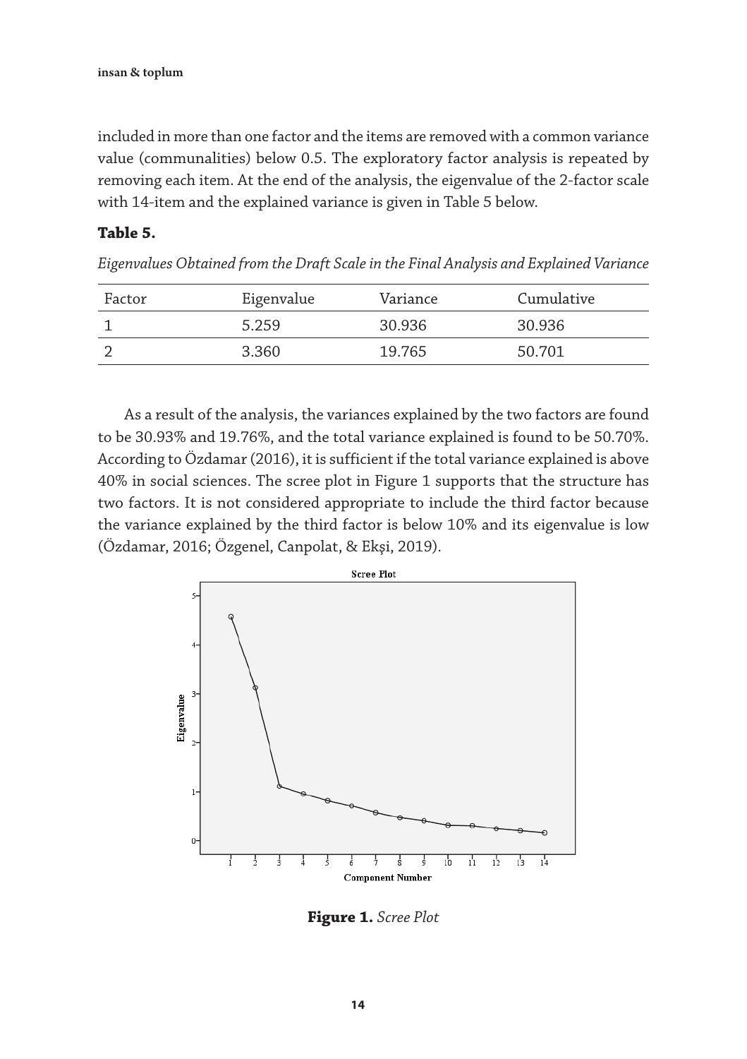included in more than one factor and the items are removed with a common variance value (communalities) below 0.5. The exploratory factor analysis is repeated by removing each item. At the end of the analysis, the eigenvalue of the 2-factor scale with 14-item and the explained variance is given in Table 5 below.

**Table 5.**

*Eigenvalues Obtained from the Draft Scale in the Final Analysis and Explained Variance*

| Factor | Eigenvalue | Variance | Cumulative |
|---|---|---|---|
| 1 | 5.259 | 30.936 | 30.936 |
| 2 | 3.360 | 19.765 | 50.701 |

As a result of the analysis, the variances explained by the two factors are found to be 30.93% and 19.76%, and the total variance explained is found to be 50.70%. According to Özdamar (2016), it is sufficient if the total variance explained is above 40% in social sciences. The scree plot in Figure 1 supports that the structure has two factors. It is not considered appropriate to include the third factor because the variance explained by the third factor is below 10% and its eigenvalue is low (Özdamar, 2016; Özgenel, Canpolat, & Ekşi, 2019).

**Figure 1.** *Scree Plot*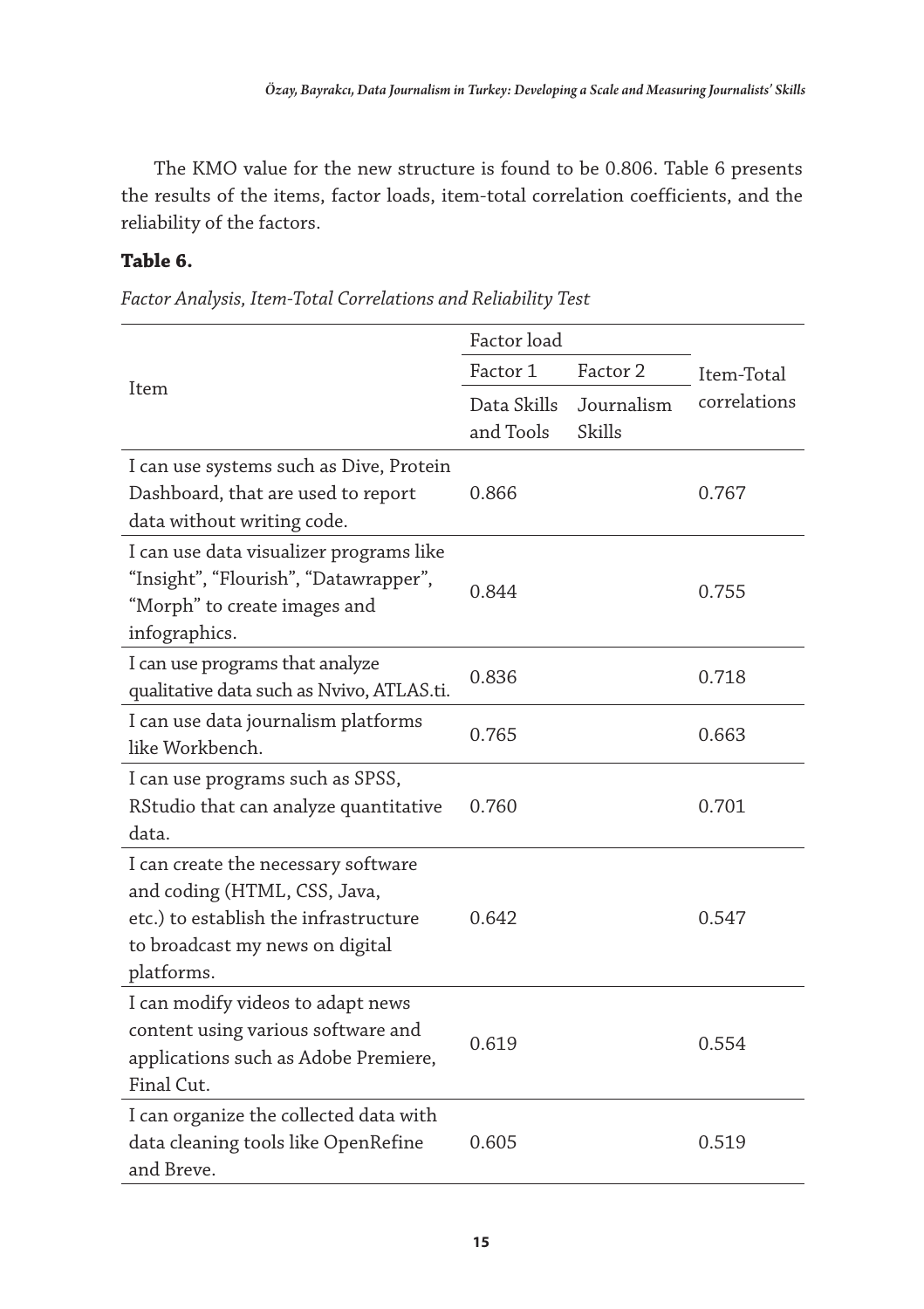The KMO value for the new structure is found to be 0.806. Table 6 presents the results of the items, factor loads, item-total correlation coefficients, and the reliability of the factors.

**Table 6.**

*Factor Analysis, Item-Total Correlations and Reliability Test*

| Item | Factor load | | Item-Total correlations |
|---|---|---|---|
| | Factor 1 | Factor 2 | |
| | Data Skills and Tools | Journalism Skills | |
| I can use systems such as Dive, Protein Dashboard, that are used to report data without writing code. | 0.866 | | 0.767 |
| I can use data visualizer programs like “Insight”, “Flourish”, “Datawrapper”, “Morph” to create images and infographics. | 0.844 | | 0.755 |
| I can use programs that analyze qualitative data such as Nvivo, ATLAS.ti. | 0.836 | | 0.718 |
| I can use data journalism platforms like Workbench. | 0.765 | | 0.663 |
| I can use programs such as SPSS, RStudio that can analyze quantitative data. | 0.760 | | 0.701 |
| I can create the necessary software and coding (HTML, CSS, Java, etc.) to establish the infrastructure to broadcast my news on digital platforms. | 0.642 | | 0.547 |
| I can modify videos to adapt news content using various software and applications such as Adobe Premiere, Final Cut. | 0.619 | | 0.554 |
| I can organize the collected data with data cleaning tools like OpenRefine and Breve. | 0.605 | | 0.519 |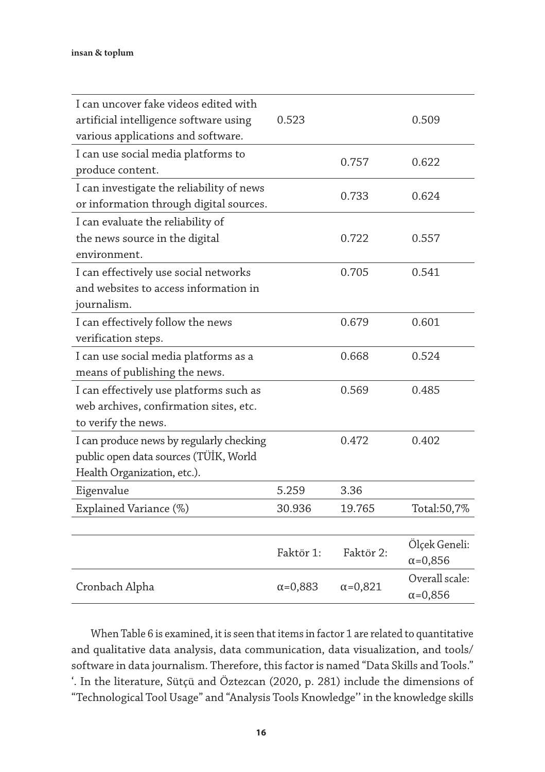| | | | |
|---|---|---|---|
| I can uncover fake videos edited with artificial intelligence software using various applications and software. | 0.523 | | 0.509 |
| I can use social media platforms to produce content. | | 0.757 | 0.622 |
| I can investigate the reliability of news or information through digital sources. | | 0.733 | 0.624 |
| I can evaluate the reliability of the news source in the digital environment. | | 0.722 | 0.557 |
| I can effectively use social networks and websites to access information in journalism. | | 0.705 | 0.541 |
| I can effectively follow the news verification steps. | | 0.679 | 0.601 |
| I can use social media platforms as a means of publishing the news. | | 0.668 | 0.524 |
| I can effectively use platforms such as web archives, confirmation sites, etc. to verify the news. | | 0.569 | 0.485 |
| I can produce news by regularly checking public open data sources (TÜİK, World Health Organization, etc.). | | 0.472 | 0.402 |
| Eigenvalue | 5.259 | 3.36 | |
| Explained Variance (%) | 30.936 | 19.765 | Total:50,7% |

| | | | |
|---|---|---|---|
| | Faktör 1: | Faktör 2: | Ölçek Geneli: α=0,856 |
| Cronbach Alpha | α=0,883 | α=0,821 | Overall scale: α=0,856 |

When Table 6 is examined, it is seen that items in factor 1 are related to quantitative and qualitative data analysis, data communication, data visualization, and tools/software in data journalism. Therefore, this factor is named "Data Skills and Tools." '. In the literature, Sütçü and Öztezcan (2020, p. 281) include the dimensions of "Technological Tool Usage" and "Analysis Tools Knowledge'' in the knowledge skills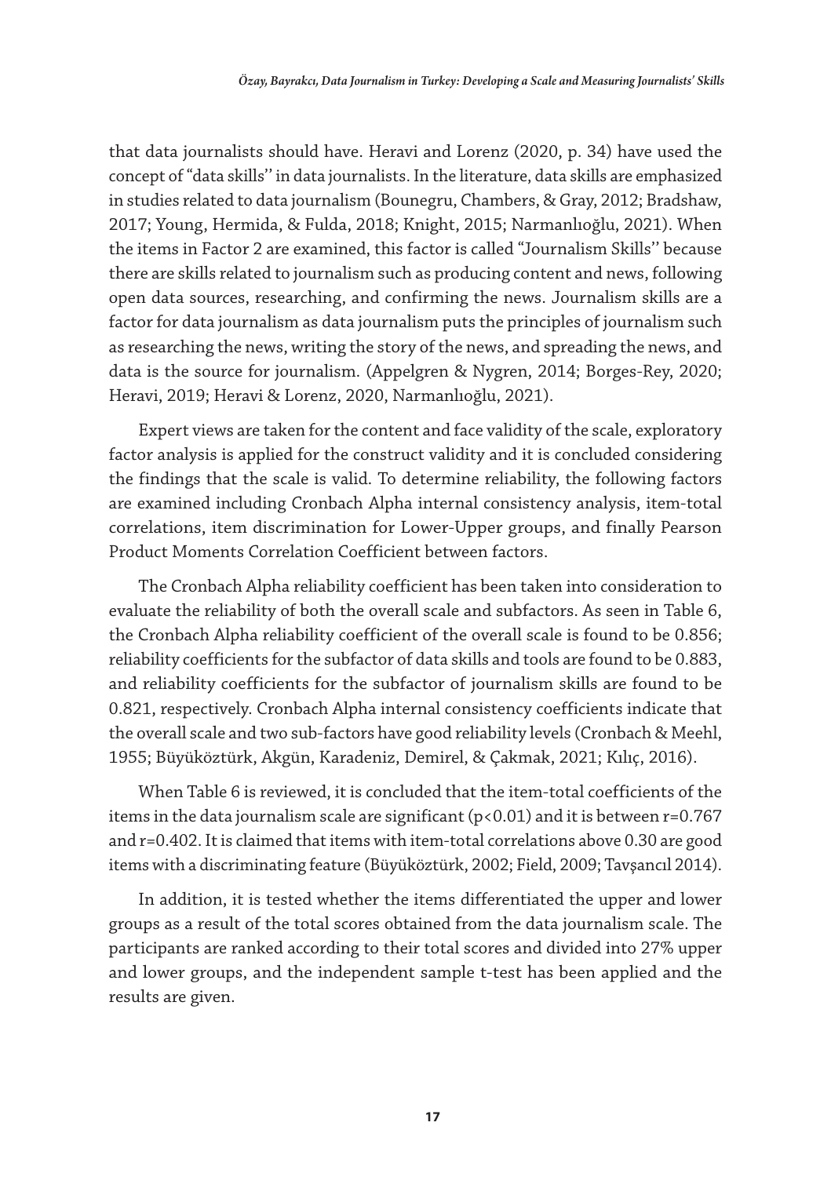that data journalists should have. Heravi and Lorenz (2020, p. 34) have used the concept of "data skills'' in data journalists. In the literature, data skills are emphasized in studies related to data journalism (Bounegru, Chambers, & Gray, 2012; Bradshaw, 2017; Young, Hermida, & Fulda, 2018; Knight, 2015; Narmanlıoğlu, 2021). When the items in Factor 2 are examined, this factor is called "Journalism Skills'' because there are skills related to journalism such as producing content and news, following open data sources, researching, and confirming the news. Journalism skills are a factor for data journalism as data journalism puts the principles of journalism such as researching the news, writing the story of the news, and spreading the news, and data is the source for journalism. (Appelgren & Nygren, 2014; Borges-Rey, 2020; Heravi, 2019; Heravi & Lorenz, 2020, Narmanlıoğlu, 2021).

Expert views are taken for the content and face validity of the scale, exploratory factor analysis is applied for the construct validity and it is concluded considering the findings that the scale is valid. To determine reliability, the following factors are examined including Cronbach Alpha internal consistency analysis, item-total correlations, item discrimination for Lower-Upper groups, and finally Pearson Product Moments Correlation Coefficient between factors.

The Cronbach Alpha reliability coefficient has been taken into consideration to evaluate the reliability of both the overall scale and subfactors. As seen in Table 6, the Cronbach Alpha reliability coefficient of the overall scale is found to be 0.856; reliability coefficients for the subfactor of data skills and tools are found to be 0.883, and reliability coefficients for the subfactor of journalism skills are found to be 0.821, respectively. Cronbach Alpha internal consistency coefficients indicate that the overall scale and two sub-factors have good reliability levels (Cronbach & Meehl, 1955; Büyüköztürk, Akgün, Karadeniz, Demirel, & Çakmak, 2021; Kılıç, 2016).

When Table 6 is reviewed, it is concluded that the item-total coefficients of the items in the data journalism scale are significant ($p<0.01$) and it is between $r=0.767$ and $r=0.402$. It is claimed that items with item-total correlations above 0.30 are good items with a discriminating feature (Büyüköztürk, 2002; Field, 2009; Tavşancıl 2014).

In addition, it is tested whether the items differentiated the upper and lower groups as a result of the total scores obtained from the data journalism scale. The participants are ranked according to their total scores and divided into 27% upper and lower groups, and the independent sample t-test has been applied and the results are given.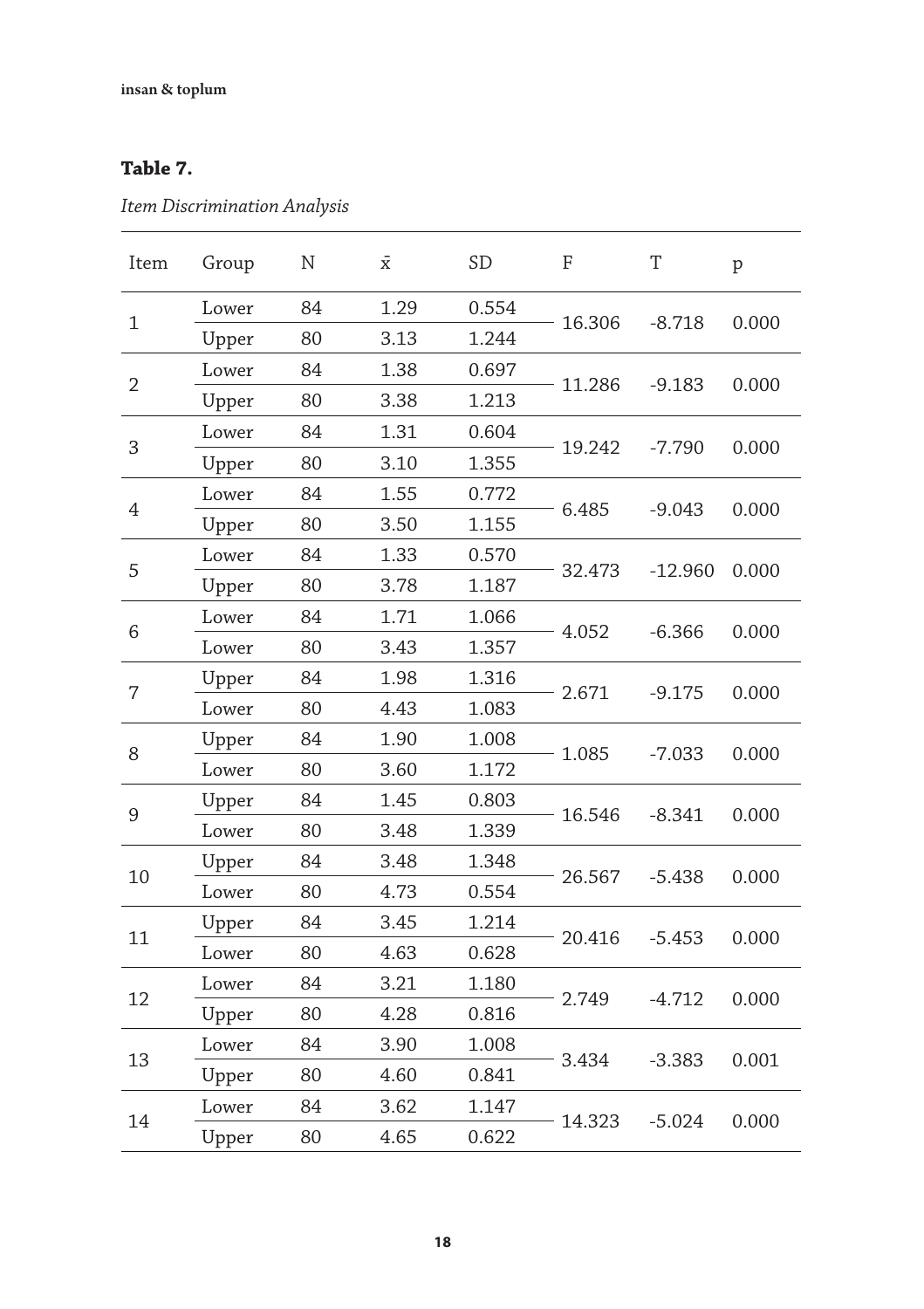**Table 7.**

*Item Discrimination Analysis*

| Item | Group | N | x̄ | SD | F | T | p |
|---|---|---|---|---|---|---|---|
| 1 | Lower | 84 | 1.29 | 0.554 | 16.306 | -8.718 | 0.000 |
| | Upper | 80 | 3.13 | 1.244 | | | |
| 2 | Lower | 84 | 1.38 | 0.697 | 11.286 | -9.183 | 0.000 |
| | Upper | 80 | 3.38 | 1.213 | | | |
| 3 | Lower | 84 | 1.31 | 0.604 | 19.242 | -7.790 | 0.000 |
| | Upper | 80 | 3.10 | 1.355 | | | |
| 4 | Lower | 84 | 1.55 | 0.772 | 6.485 | -9.043 | 0.000 |
| | Upper | 80 | 3.50 | 1.155 | | | |
| 5 | Lower | 84 | 1.33 | 0.570 | 32.473 | -12.960 | 0.000 |
| | Upper | 80 | 3.78 | 1.187 | | | |
| 6 | Lower | 84 | 1.71 | 1.066 | 4.052 | -6.366 | 0.000 |
| | Lower | 80 | 3.43 | 1.357 | | | |
| 7 | Upper | 84 | 1.98 | 1.316 | 2.671 | -9.175 | 0.000 |
| | Lower | 80 | 4.43 | 1.083 | | | |
| 8 | Upper | 84 | 1.90 | 1.008 | 1.085 | -7.033 | 0.000 |
| | Lower | 80 | 3.60 | 1.172 | | | |
| 9 | Upper | 84 | 1.45 | 0.803 | 16.546 | -8.341 | 0.000 |
| | Lower | 80 | 3.48 | 1.339 | | | |
| 10 | Upper | 84 | 3.48 | 1.348 | 26.567 | -5.438 | 0.000 |
| | Lower | 80 | 4.73 | 0.554 | | | |
| 11 | Upper | 84 | 3.45 | 1.214 | 20.416 | -5.453 | 0.000 |
| | Lower | 80 | 4.63 | 0.628 | | | |
| 12 | Lower | 84 | 3.21 | 1.180 | 2.749 | -4.712 | 0.000 |
| | Upper | 80 | 4.28 | 0.816 | | | |
| 13 | Lower | 84 | 3.90 | 1.008 | 3.434 | -3.383 | 0.001 |
| | Upper | 80 | 4.60 | 0.841 | | | |
| 14 | Lower | 84 | 3.62 | 1.147 | 14.323 | -5.024 | 0.000 |
| | Upper | 80 | 4.65 | 0.622 | | | |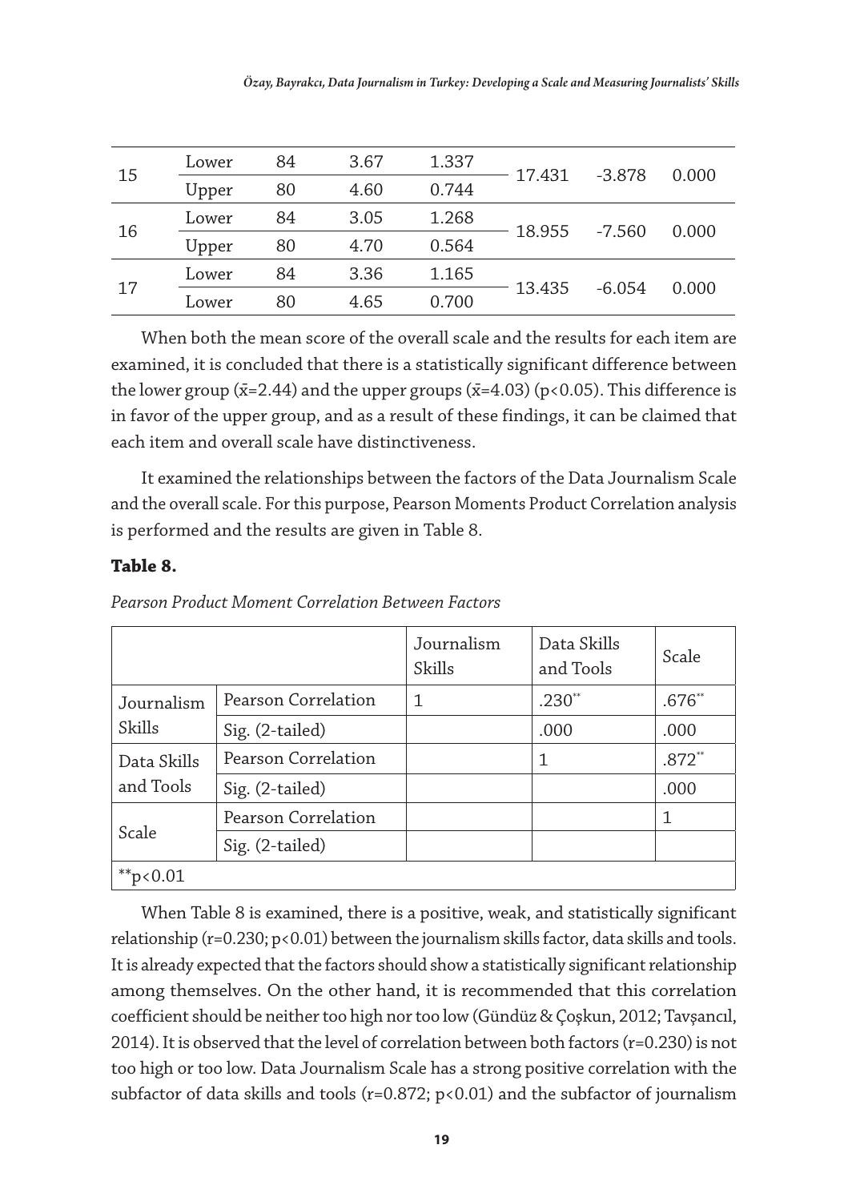| 15 | Lower | 84 | 3.67 | 1.337 | 17.431 | -3.878 | 0.000 |
|---|---|---|---|---|---|---|---|
| | Upper | 80 | 4.60 | 0.744 | | | |
| 16 | Lower | 84 | 3.05 | 1.268 | 18.955 | -7.560 | 0.000 |
| | Upper | 80 | 4.70 | 0.564 | | | |
| 17 | Lower | 84 | 3.36 | 1.165 | 13.435 | -6.054 | 0.000 |
| | Lower | 80 | 4.65 | 0.700 | | | |

When both the mean score of the overall scale and the results for each item are examined, it is concluded that there is a statistically significant difference between the lower group ($\bar{x}$=2.44) and the upper groups ($\bar{x}$=4.03) ($p<0.05$). This difference is in favor of the upper group, and as a result of these findings, it can be claimed that each item and overall scale have distinctiveness.

It examined the relationships between the factors of the Data Journalism Scale and the overall scale. For this purpose, Pearson Moments Product Correlation analysis is performed and the results are given in Table 8.

**Table 8.**

*Pearson Product Moment Correlation Between Factors*

| | | Journalism Skills | Data Skills and Tools | Scale |
|---|---|---|---|---|
| Journalism Skills | Pearson Correlation | 1 | .230** | .676** |
| | Sig. (2-tailed) | | .000 | .000 |
| Data Skills and Tools | Pearson Correlation | | 1 | .872** |
| | Sig. (2-tailed) | | | .000 |
| Scale | Pearson Correlation | | | 1 |
| | Sig. (2-tailed) | | | |
| **p<0.01 | | | | |

When Table 8 is examined, there is a positive, weak, and statistically significant relationship ($r=0.230$; $p<0.01$) between the journalism skills factor, data skills and tools. It is already expected that the factors should show a statistically significant relationship among themselves. On the other hand, it is recommended that this correlation coefficient should be neither too high nor too low (Gündüz & Çoşkun, 2012; Tavşancıl, 2014). It is observed that the level of correlation between both factors ($r=0.230$) is not too high or too low. Data Journalism Scale has a strong positive correlation with the subfactor of data skills and tools ($r=0.872$; $p<0.01$) and the subfactor of journalism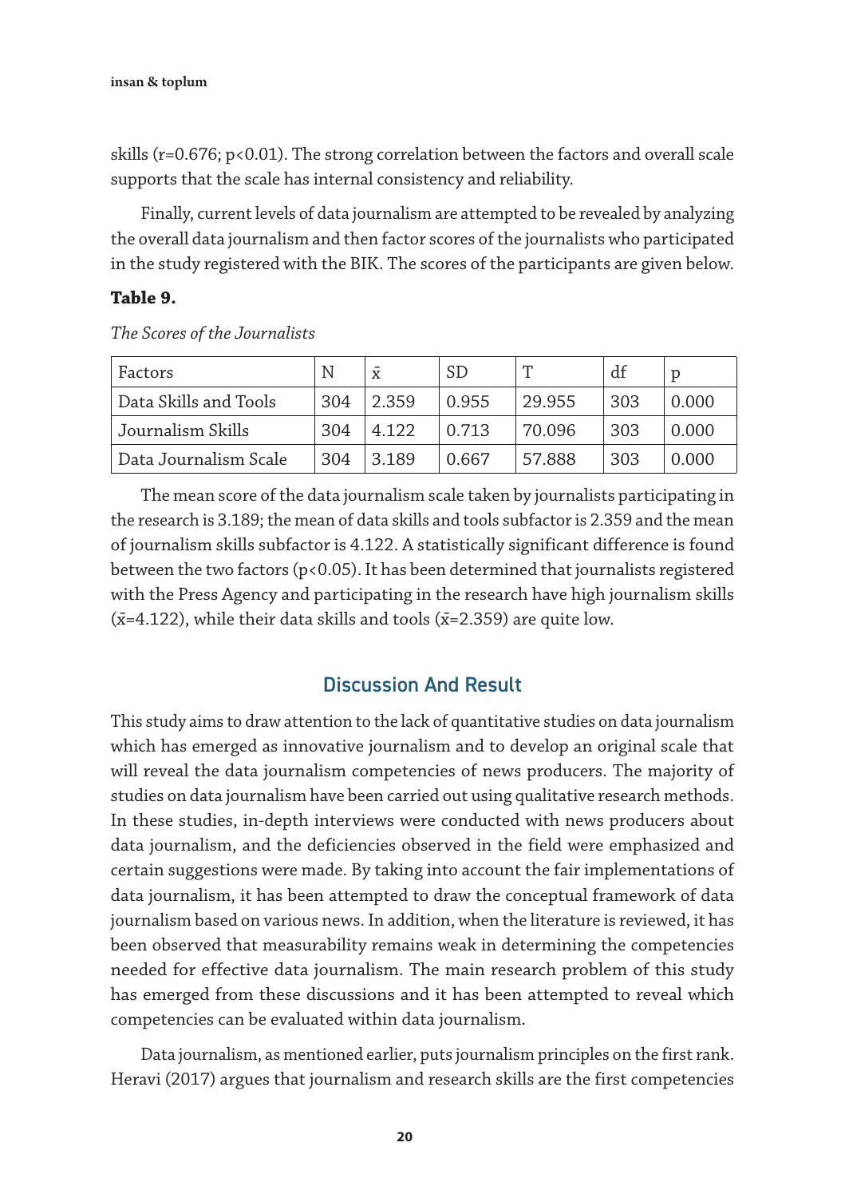skills (r=0.676; $p<0.01$). The strong correlation between the factors and overall scale supports that the scale has internal consistency and reliability.

Finally, current levels of data journalism are attempted to be revealed by analyzing the overall data journalism and then factor scores of the journalists who participated in the study registered with the BIK. The scores of the participants are given below.

**Table 9.**

*The Scores of the Journalists*

| Factors | N | $\bar{x}$ | SD | T | df | p |
|---|---|---|---|---|---|---|
| Data Skills and Tools | 304 | 2.359 | 0.955 | 29.955 | 303 | 0.000 |
| Journalism Skills | 304 | 4.122 | 0.713 | 70.096 | 303 | 0.000 |
| Data Journalism Scale | 304 | 3.189 | 0.667 | 57.888 | 303 | 0.000 |

The mean score of the data journalism scale taken by journalists participating in the research is 3.189; the mean of data skills and tools subfactor is 2.359 and the mean of journalism skills subfactor is 4.122. A statistically significant difference is found between the two factors ($p<0.05$). It has been determined that journalists registered with the Press Agency and participating in the research have high journalism skills ($\bar{x}$=4.122), while their data skills and tools ($\bar{x}$=2.359) are quite low.

## Discussion And Result

This study aims to draw attention to the lack of quantitative studies on data journalism which has emerged as innovative journalism and to develop an original scale that will reveal the data journalism competencies of news producers. The majority of studies on data journalism have been carried out using qualitative research methods. In these studies, in-depth interviews were conducted with news producers about data journalism, and the deficiencies observed in the field were emphasized and certain suggestions were made. By taking into account the fair implementations of data journalism, it has been attempted to draw the conceptual framework of data journalism based on various news. In addition, when the literature is reviewed, it has been observed that measurability remains weak in determining the competencies needed for effective data journalism. The main research problem of this study has emerged from these discussions and it has been attempted to reveal which competencies can be evaluated within data journalism.

Data journalism, as mentioned earlier, puts journalism principles on the first rank. Heravi (2017) argues that journalism and research skills are the first competencies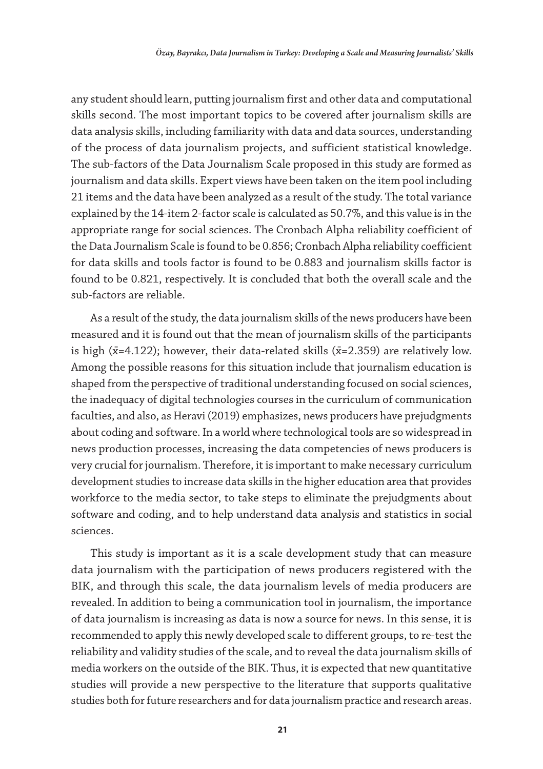any student should learn, putting journalism first and other data and computational skills second. The most important topics to be covered after journalism skills are data analysis skills, including familiarity with data and data sources, understanding of the process of data journalism projects, and sufficient statistical knowledge. The sub-factors of the Data Journalism Scale proposed in this study are formed as journalism and data skills. Expert views have been taken on the item pool including 21 items and the data have been analyzed as a result of the study. The total variance explained by the 14-item 2-factor scale is calculated as 50.7%, and this value is in the appropriate range for social sciences. The Cronbach Alpha reliability coefficient of the Data Journalism Scale is found to be 0.856; Cronbach Alpha reliability coefficient for data skills and tools factor is found to be 0.883 and journalism skills factor is found to be 0.821, respectively. It is concluded that both the overall scale and the sub-factors are reliable.

As a result of the study, the data journalism skills of the news producers have been measured and it is found out that the mean of journalism skills of the participants is high ($\bar{x}$=4.122); however, their data-related skills ($\bar{x}$=2.359) are relatively low. Among the possible reasons for this situation include that journalism education is shaped from the perspective of traditional understanding focused on social sciences, the inadequacy of digital technologies courses in the curriculum of communication faculties, and also, as Heravi (2019) emphasizes, news producers have prejudgments about coding and software. In a world where technological tools are so widespread in news production processes, increasing the data competencies of news producers is very crucial for journalism. Therefore, it is important to make necessary curriculum development studies to increase data skills in the higher education area that provides workforce to the media sector, to take steps to eliminate the prejudgments about software and coding, and to help understand data analysis and statistics in social sciences.

This study is important as it is a scale development study that can measure data journalism with the participation of news producers registered with the BIK, and through this scale, the data journalism levels of media producers are revealed. In addition to being a communication tool in journalism, the importance of data journalism is increasing as data is now a source for news. In this sense, it is recommended to apply this newly developed scale to different groups, to re-test the reliability and validity studies of the scale, and to reveal the data journalism skills of media workers on the outside of the BIK. Thus, it is expected that new quantitative studies will provide a new perspective to the literature that supports qualitative studies both for future researchers and for data journalism practice and research areas.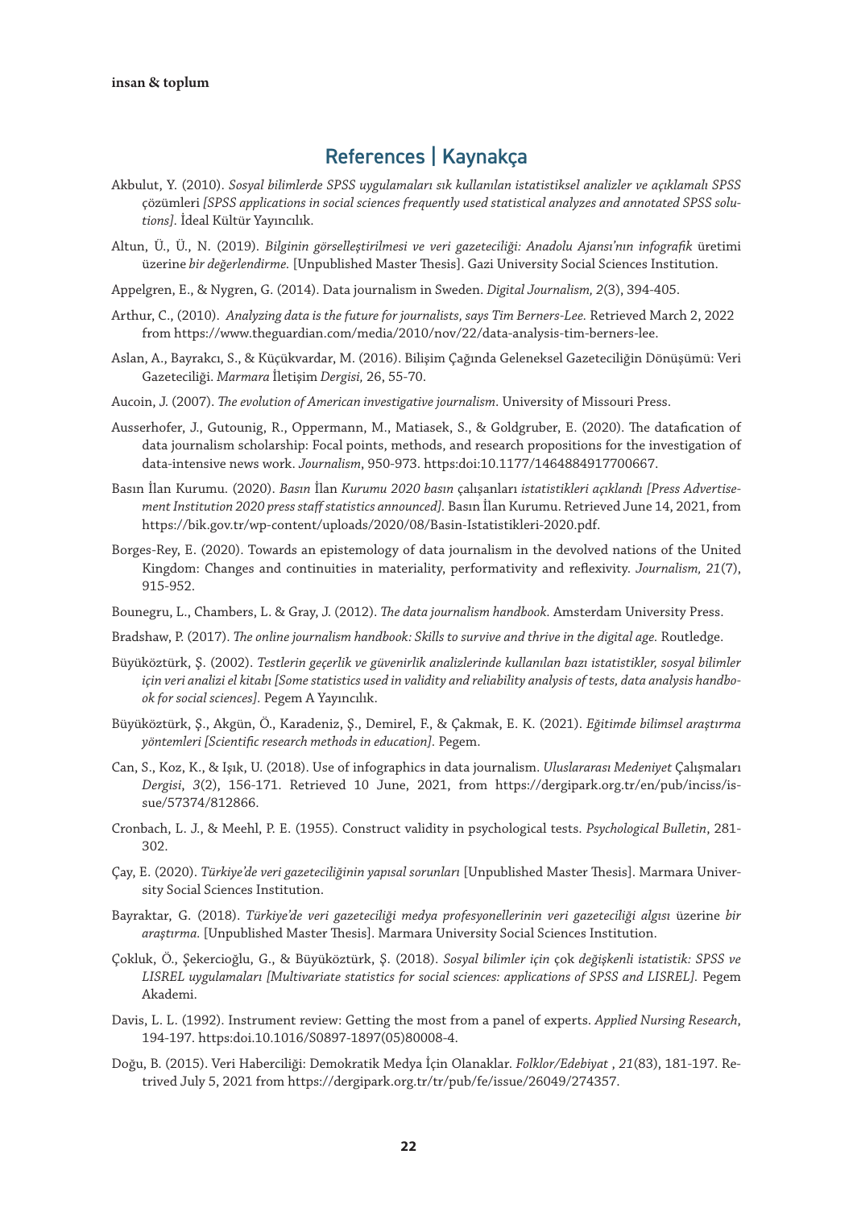## References | Kaynakça

Akbulut, Y. (2010). *Sosyal bilimlerde SPSS uygulamaları sık kullanılan istatistiksel analizler ve açıklamalı SPSS* çözümleri *[SPSS applications in social sciences frequently used statistical analyzes and annotated SPSS solutions].* İdeal Kültür Yayıncılık.

Altun, Ü., Ü., N. (2019). *Bilginin görselleştirilmesi ve veri gazeteciliği: Anadolu Ajansı'nın infografik* üretimi üzerine *bir değerlendirme.* [Unpublished Master Thesis]. Gazi University Social Sciences Institution.

Appelgren, E., & Nygren, G. (2014). Data journalism in Sweden. *Digital Journalism, 2*(3), 394-405.

Arthur, C., (2010). *Analyzing data is the future for journalists, says Tim Berners-Lee.* Retrieved March 2, 2022 from https://www.theguardian.com/media/2010/nov/22/data-analysis-tim-berners-lee.

Aslan, A., Bayrakcı, S., & Küçükvardar, M. (2016). Bilişim Çağında Geleneksel Gazeteciliğin Dönüşümü: Veri Gazeteciliği. *Marmara* İletişim *Dergisi,* 26, 55-70.

Aucoin, J. (2007). *The evolution of American investigative journalism.* University of Missouri Press.

Ausserhofer, J., Gutounig, R., Oppermann, M., Matiasek, S., & Goldgruber, E. (2020). The datafication of data journalism scholarship: Focal points, methods, and research propositions for the investigation of data-intensive news work. *Journalism*, 950-973. https:doi:10.1177/1464884917700667.

Basın İlan Kurumu. (2020). *Basın* İlan *Kurumu 2020 basın* çalışanları *istatistikleri açıklandı [Press Advertisement Institution 2020 press staff statistics announced].* Basın İlan Kurumu. Retrieved June 14, 2021, from https://bik.gov.tr/wp-content/uploads/2020/08/Basin-Istatistikleri-2020.pdf.

Borges-Rey, E. (2020). Towards an epistemology of data journalism in the devolved nations of the United Kingdom: Changes and continuities in materiality, performativity and reflexivity. *Journalism, 21*(7), 915-952.

Bounegru, L., Chambers, L. & Gray, J. (2012). *The data journalism handbook.* Amsterdam University Press.

Bradshaw, P. (2017). *The online journalism handbook: Skills to survive and thrive in the digital age.* Routledge.

Büyüköztürk, Ş. (2002). *Testlerin geçerlik ve güvenirlik analizlerinde kullanılan bazı istatistikler, sosyal bilimler için veri analizi el kitabı [Some statistics used in validity and reliability analysis of tests, data analysis handbook for social sciences].* Pegem A Yayıncılık.

Büyüköztürk, Ş., Akgün, Ö., Karadeniz, Ş., Demirel, F., & Çakmak, E. K. (2021). *Eğitimde bilimsel araştırma yöntemleri [Scientific research methods in education].* Pegem.

Can, S., Koz, K., & Işık, U. (2018). Use of infographics in data journalism. *Uluslararası Medeniyet* Çalışmaları *Dergisi*, *3*(2), 156-171. Retrieved 10 June, 2021, from https://dergipark.org.tr/en/pub/inciss/issue/57374/812866.

Cronbach, L. J., & Meehl, P. E. (1955). Construct validity in psychological tests. *Psychological Bulletin*, 281-302.

Çay, E. (2020). *Türkiye'de veri gazeteciliğinin yapısal sorunları* [Unpublished Master Thesis]. Marmara University Social Sciences Institution.

Bayraktar, G. (2018). *Türkiye'de veri gazeteciliği medya profesyonellerinin veri gazeteciliği algısı* üzerine *bir araştırma.* [Unpublished Master Thesis]. Marmara University Social Sciences Institution.

Çokluk, Ö., Şekercioğlu, G., & Büyüköztürk, Ş. (2018). *Sosyal bilimler için* çok *değişkenli istatistik: SPSS ve LISREL uygulamaları [Multivariate statistics for social sciences: applications of SPSS and LISREL].* Pegem Akademi.

Davis, L. L. (1992). Instrument review: Getting the most from a panel of experts. *Applied Nursing Research*, 194-197. https:doi.10.1016/S0897-1897(05)80008-4.

Doğu, B. (2015). Veri Haberciliği: Demokratik Medya İçin Olanaklar. *Folklor/Edebiyat* , *21*(83), 181-197. Retrived July 5, 2021 from https://dergipark.org.tr/tr/pub/fe/issue/26049/274357.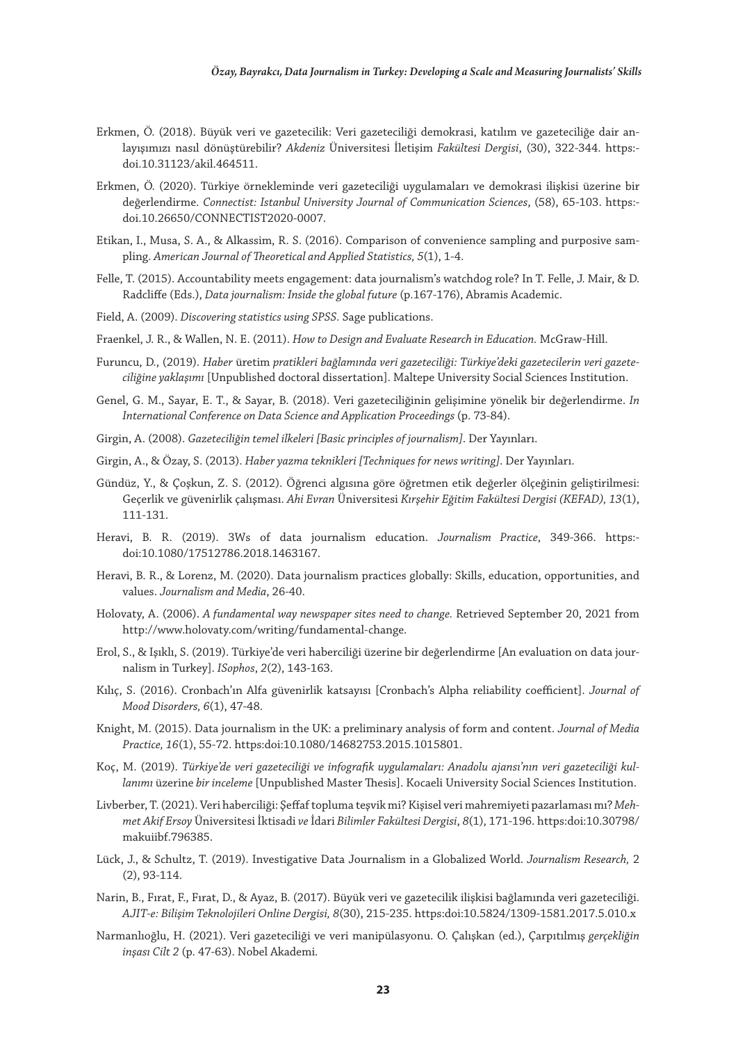Erkmen, Ö. (2018). Büyük veri ve gazetecilik: Veri gazeteciliği demokrasi, katılım ve gazeteciliğe dair anlayışımızı nasıl dönüştürebilir? *Akdeniz* Üniversitesi İletişim *Fakültesi Dergisi*, (30), 322-344. https:doi.10.31123/akil.464511.

Erkmen, Ö. (2020). Türkiye örnekleminde veri gazeteciliği uygulamaları ve demokrasi ilişkisi üzerine bir değerlendirme. *Connectist: Istanbul University Journal of Communication Sciences*, (58), 65-103. https:doi.10.26650/CONNECTIST2020-0007.

Etikan, I., Musa, S. A., & Alkassim, R. S. (2016). Comparison of convenience sampling and purposive sampling. *American Journal of Theoretical and Applied Statistics, 5*(1), 1-4.

Felle, T. (2015). Accountability meets engagement: data journalism's watchdog role? In T. Felle, J. Mair, & D. Radcliffe (Eds.), *Data journalism: Inside the global future* (p.167-176), Abramis Academic.

Field, A. (2009). *Discovering statistics using SPSS.* Sage publications.

Fraenkel, J. R., & Wallen, N. E. (2011). *How to Design and Evaluate Research in Education.* McGraw-Hill.

Furuncu, D., (2019). *Haber* üretim *pratikleri bağlamında veri gazeteciliği: Türkiye'deki gazetecilerin veri gazeteciliğine yaklaşımı* [Unpublished doctoral dissertation]. Maltepe University Social Sciences Institution.

Genel, G. M., Sayar, E. T., & Sayar, B. (2018). Veri gazeteciliğinin gelişimine yönelik bir değerlendirme. *In International Conference on Data Science and Application Proceedings* (p. 73-84).

Girgin, A. (2008). *Gazeteciliğin temel ilkeleri [Basic principles of journalism]*. Der Yayınları.

Girgin, A., & Özay, S. (2013). *Haber yazma teknikleri [Techniques for news writing]*. Der Yayınları.

Gündüz, Y., & Çoşkun, Z. S. (2012). Öğrenci algısına göre öğretmen etik değerler ölçeğinin geliştirilmesi: Geçerlik ve güvenirlik çalışması. *Ahi Evran* Üniversitesi *Kırşehir Eğitim Fakültesi Dergisi (KEFAD), 13*(1), 111-131.

Heravi, B. R. (2019). 3Ws of data journalism education. *Journalism Practice*, 349-366. https:doi:10.1080/17512786.2018.1463167.

Heravi, B. R., & Lorenz, M. (2020). Data journalism practices globally: Skills, education, opportunities, and values. *Journalism and Media*, 26-40.

Holovaty, A. (2006). *A fundamental way newspaper sites need to change.* Retrieved September 20, 2021 from http://www.holovaty.com/writing/fundamental-change.

Erol, S., & Işıklı, S. (2019). Türkiye'de veri haberciliği üzerine bir değerlendirme [An evaluation on data journalism in Turkey]. *ISophos*, *2*(2), 143-163.

Kılıç, S. (2016). Cronbach'ın Alfa güvenirlik katsayısı [Cronbach's Alpha reliability coefficient]. *Journal of Mood Disorders, 6*(1), 47-48.

Knight, M. (2015). Data journalism in the UK: a preliminary analysis of form and content. *Journal of Media Practice, 16*(1), 55-72. https:doi:10.1080/14682753.2015.1015801.

Koç, M. (2019). *Türkiye'de veri gazeteciliği ve infografik uygulamaları: Anadolu ajansı'nın veri gazeteciliği kullanımı* üzerine *bir inceleme* [Unpublished Master Thesis]. Kocaeli University Social Sciences Institution.

Livberber, T. (2021). Veri haberciliği: Şeffaf topluma teşvik mi? Kişisel veri mahremiyeti pazarlaması mı? *Mehmet Akif Ersoy* Üniversitesi İktisadi *ve* İdari *Bilimler Fakültesi Dergisi*, *8*(1), 171-196. https:doi:10.30798/makuiibf.796385.

Lück, J., & Schultz, T. (2019). Investigative Data Journalism in a Globalized World. *Journalism Research,* 2 (2), 93-114.

Narin, B., Fırat, F., Fırat, D., & Ayaz, B. (2017). Büyük veri ve gazetecilik ilişkisi bağlamında veri gazeteciliği. *AJIT-e: Bilişim Teknolojileri Online Dergisi, 8*(30), 215-235. https:doi:10.5824/1309-1581.2017.5.010.x

Narmanlıoğlu, H. (2021). Veri gazeteciliği ve veri manipülasyonu. O. Çalışkan (ed.), Çarpıtılmış *gerçekliğin inşası Cilt 2* (p. 47-63). Nobel Akademi.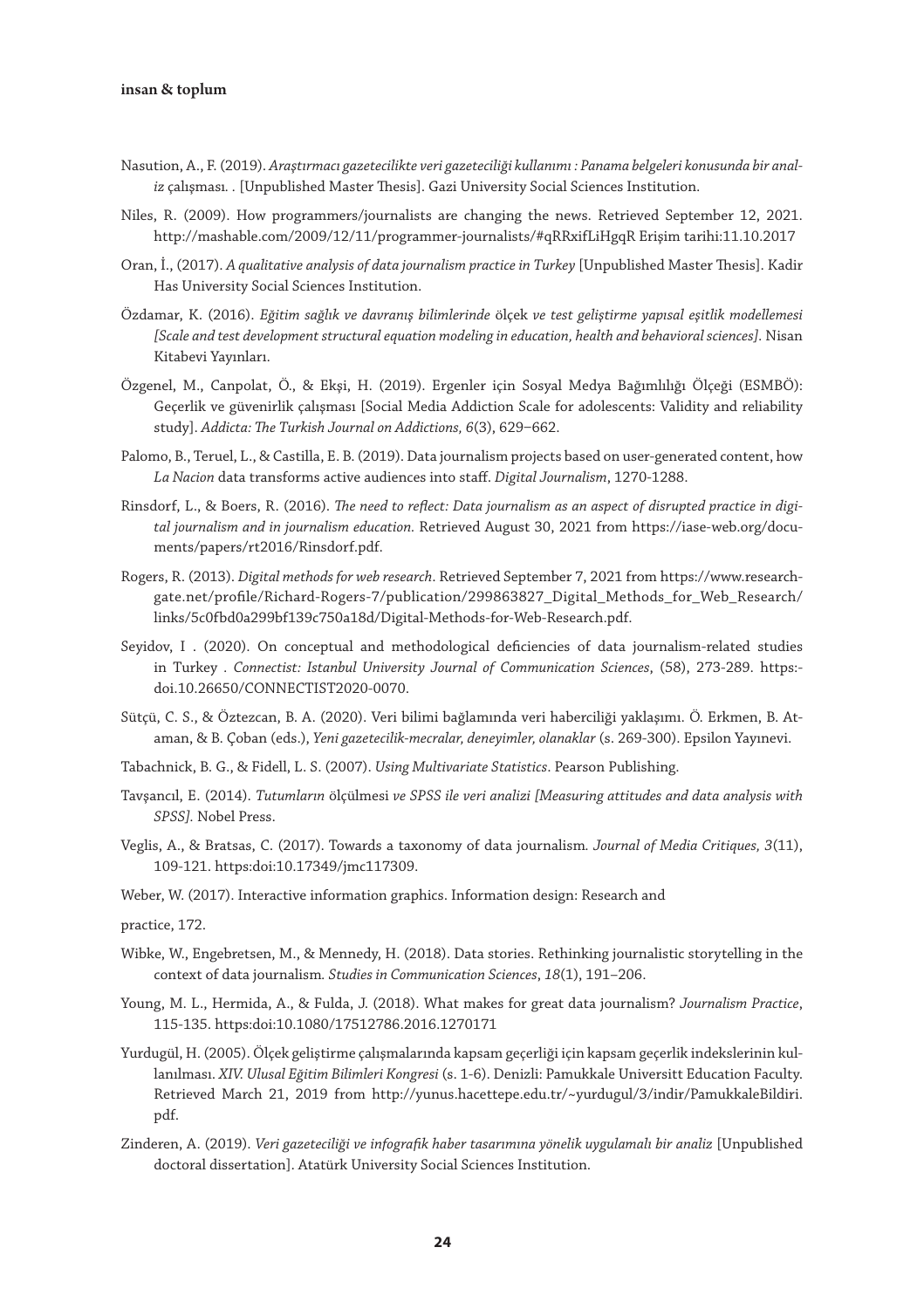Nasution, A., F. (2019). *Araştırmacı gazetecilikte veri gazeteciliği kullanımı : Panama belgeleri konusunda bir analiz* çalışması. . [Unpublished Master Thesis]. Gazi University Social Sciences Institution.

Niles, R. (2009). How programmers/journalists are changing the news. Retrieved September 12, 2021. http://mashable.com/2009/12/11/programmer-journalists/#qRRxifLiHgqR Erişim tarihi:11.10.2017

Oran, İ., (2017). *A qualitative analysis of data journalism practice in Turkey* [Unpublished Master Thesis]. Kadir Has University Social Sciences Institution.

Özdamar, K. (2016). *Eğitim sağlık ve davranış bilimlerinde* ölçek *ve test geliştirme yapısal eşitlik modellemesi [Scale and test development structural equation modeling in education, health and behavioral sciences].* Nisan Kitabevi Yayınları.

Özgenel, M., Canpolat, Ö., & Ekşi, H. (2019). Ergenler için Sosyal Medya Bağımlılığı Ölçeği (ESMBÖ): Geçerlik ve güvenirlik çalışması [Social Media Addiction Scale for adolescents: Validity and reliability study]. *Addicta: The Turkish Journal on Addictions, 6*(3), 629–662.

Palomo, B., Teruel, L., & Castilla, E. B. (2019). Data journalism projects based on user-generated content, how *La Nacion* data transforms active audiences into staff. *Digital Journalism*, 1270-1288.

Rinsdorf, L., & Boers, R. (2016). *The need to reflect: Data journalism as an aspect of disrupted practice in digital journalism and in journalism education.* Retrieved August 30, 2021 from https://iase-web.org/documents/papers/rt2016/Rinsdorf.pdf.

Rogers, R. (2013). *Digital methods for web research*. Retrieved September 7, 2021 from https://www.researchgate.net/profile/Richard-Rogers-7/publication/299863827_Digital_Methods_for_Web_Research/links/5c0fbd0a299bf139c750a18d/Digital-Methods-for-Web-Research.pdf.

Seyidov, I . (2020). On conceptual and methodological deficiencies of data journalism-related studies in Turkey . *Connectist: Istanbul University Journal of Communication Sciences*, (58), 273-289. https:doi.10.26650/CONNECTIST2020-0070.

Sütçü, C. S., & Öztezcan, B. A. (2020). Veri bilimi bağlamında veri haberciliği yaklaşımı. Ö. Erkmen, B. Ataman, & B. Çoban (eds.), *Yeni gazetecilik-mecralar, deneyimler, olanaklar* (s. 269-300). Epsilon Yayınevi.

Tabachnick, B. G., & Fidell, L. S. (2007). *Using Multivariate Statistics*. Pearson Publishing.

Tavşancıl, E. (2014). *Tutumların* ölçülmesi *ve SPSS ile veri analizi [Measuring attitudes and data analysis with SPSS].* Nobel Press.

Veglis, A., & Bratsas, C. (2017). Towards a taxonomy of data journalism*. Journal of Media Critiques, 3*(11), 109-121. https:doi:10.17349/jmc117309.

Weber, W. (2017). Interactive information graphics. Information design: Research and

practice, 172.

Wibke, W., Engebretsen, M., & Mennedy, H. (2018). Data stories. Rethinking journalistic storytelling in the context of data journalism*. Studies in Communication Sciences*, *18*(1), 191–206.

Young, M. L., Hermida, A., & Fulda, J. (2018). What makes for great data journalism? *Journalism Practice*, 115-135. https:doi:10.1080/17512786.2016.1270171

Yurdugül, H. (2005). Ölçek geliştirme çalışmalarında kapsam geçerliği için kapsam geçerlik indekslerinin kullanılması. *XIV. Ulusal Eğitim Bilimleri Kongresi* (s. 1-6). Denizli: Pamukkale Universitt Education Faculty. Retrieved March 21, 2019 from http://yunus.hacettepe.edu.tr/~yurdugul/3/indir/PamukkaleBildiri.pdf.

Zinderen, A. (2019). *Veri gazeteciliği ve infografik haber tasarımına yönelik uygulamalı bir analiz* [Unpublished doctoral dissertation]. Atatürk University Social Sciences Institution.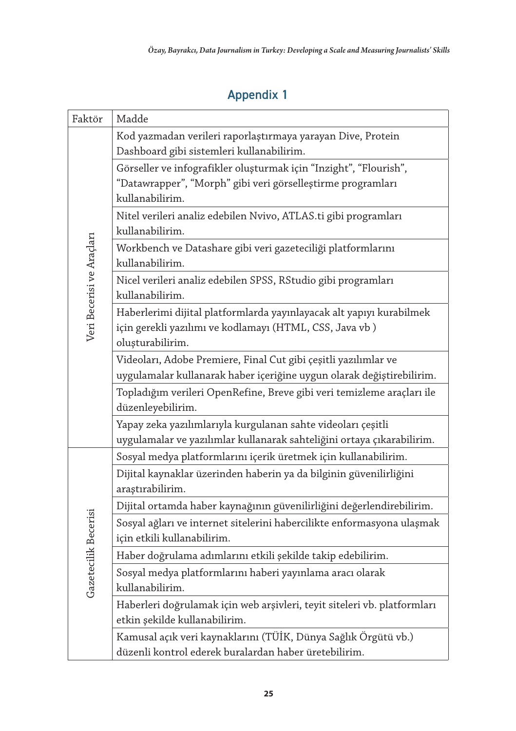## Appendix 1

| Faktör | Madde |
|---|---|
| Veri Becerisi ve Araçları | Kod yazmadan verileri raporlaştırmaya yarayan Dive, Protein Dashboard gibi sistemleri kullanabilirim. |
| | Görseller ve infografikler oluşturmak için "Inzight", "Flourish", "Datawrapper", "Morph" gibi veri görselleştirme programları kullanabilirim. |
| | Nitel verileri analiz edebilen Nvivo, ATLAS.ti gibi programları kullanabilirim. |
| | Workbench ve Datashare gibi veri gazeteciliği platformlarını kullanabilirim. |
| | Nicel verileri analiz edebilen SPSS, RStudio gibi programları kullanabilirim. |
| | Haberlerimi dijital platformlarda yayınlayacak alt yapıyı kurabilmek için gerekli yazılımı ve kodlamayı (HTML, CSS, Java vb ) oluşturabilirim. |
| | Videoları, Adobe Premiere, Final Cut gibi çeşitli yazılımlar ve uygulamalar kullanarak haber içeriğine uygun olarak değiştirebilirim. |
| | Topladığım verileri OpenRefine, Breve gibi veri temizleme araçları ile düzenleyebilirim. |
| | Yapay zeka yazılımlarıyla kurgulanan sahte videoları çeşitli uygulamalar ve yazılımlar kullanarak sahteliğini ortaya çıkarabilirim. |
| Gazetecilik Becerisi | Sosyal medya platformlarını içerik üretmek için kullanabilirim. |
| | Dijital kaynaklar üzerinden haberin ya da bilginin güvenilirliğini araştırabilirim. |
| | Dijital ortamda haber kaynağının güvenilirliğini değerlendirebilirim. |
| | Sosyal ağları ve internet sitelerini habercilikte enformasyona ulaşmak için etkili kullanabilirim. |
| | Haber doğrulama adımlarını etkili şekilde takip edebilirim. |
| | Sosyal medya platformlarını haberi yayınlama aracı olarak kullanabilirim. |
| | Haberleri doğrulamak için web arşivleri, teyit siteleri vb. platformları etkin şekilde kullanabilirim. |
| | Kamusal açık veri kaynaklarını (TÜİK, Dünya Sağlık Örgütü vb.) düzenli kontrol ederek buralardan haber üretebilirim. |